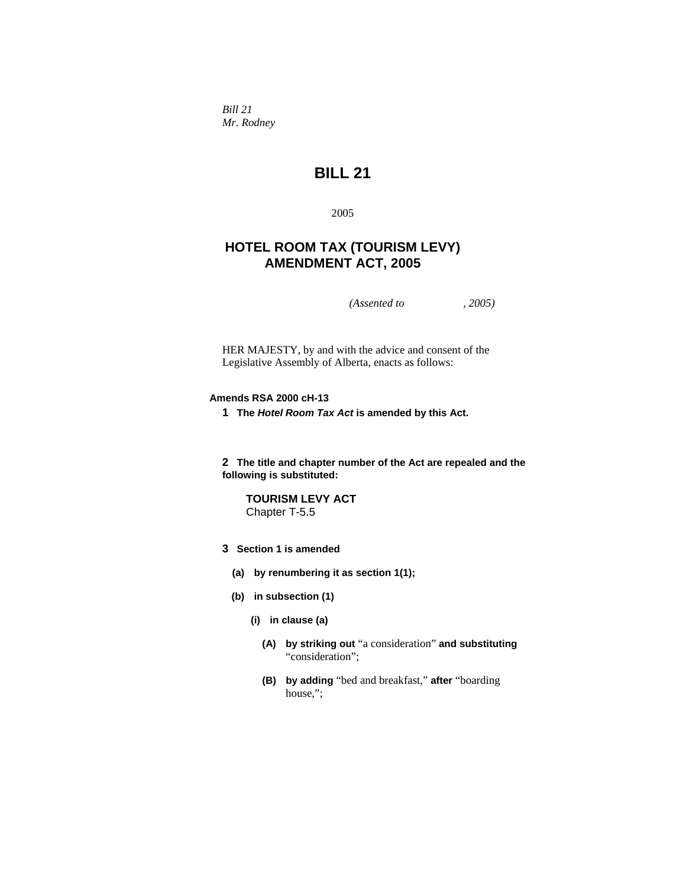*Bill 21*
*Mr. Rodney*

# BILL 21

2005

## HOTEL ROOM TAX (TOURISM LEVY) AMENDMENT ACT, 2005

*(Assented to , 2005)*

HER MAJESTY, by and with the advice and consent of the Legislative Assembly of Alberta, enacts as follows:

**Amends RSA 2000 cH-13**

**1** **The *Hotel Room Tax Act* is amended by this Act.**

**2** **The title and chapter number of the Act are repealed and the following is substituted:**

> **TOURISM LEVY ACT**
> Chapter T-5.5

**3** **Section 1 is amended**

**(a)** **by renumbering it as section 1(1);**

**(b)** **in subsection (1)**

**(i)** **in clause (a)**

**(A)** **by striking out** "a consideration" **and substituting** "consideration";

**(B)** **by adding** "bed and breakfast," **after** "boarding house,";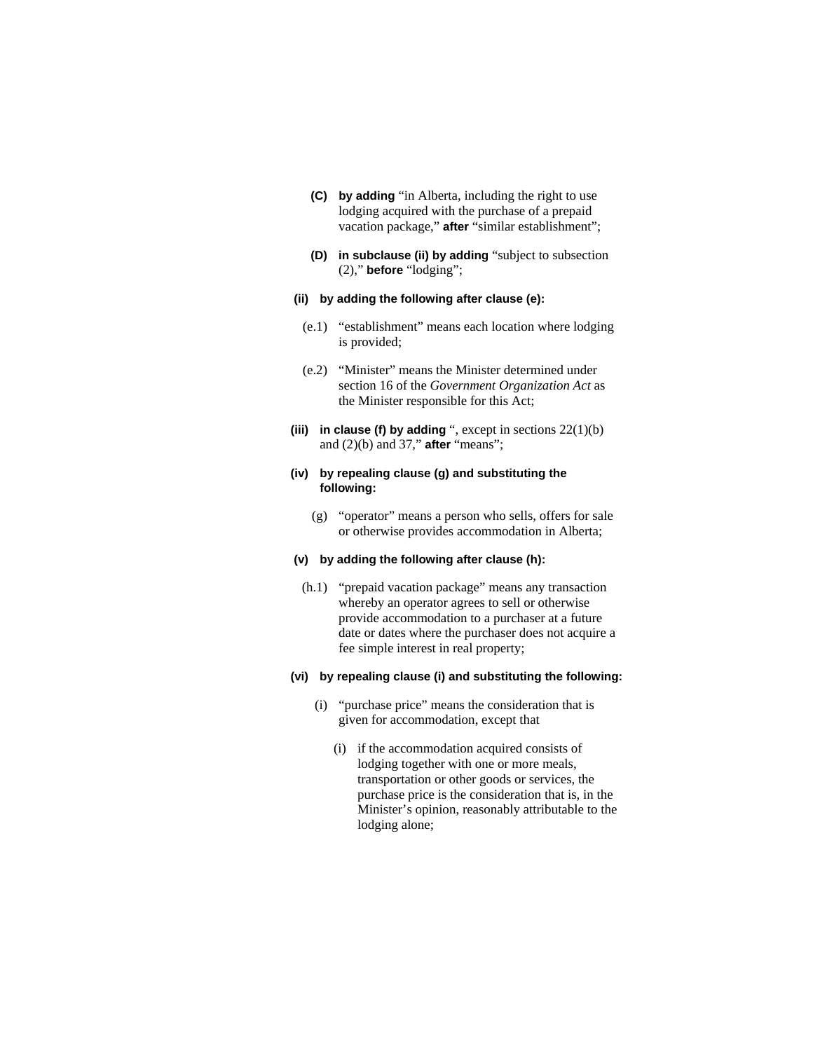**(C)** **by adding** "in Alberta, including the right to use lodging acquired with the purchase of a prepaid vacation package," **after** "similar establishment";

**(D)** **in subclause (ii) by adding** "subject to subsection (2)," **before** "lodging";

**(ii)** **by adding the following after clause (e):**

(e.1) "establishment" means each location where lodging is provided;

(e.2) "Minister" means the Minister determined under section 16 of the *Government Organization Act* as the Minister responsible for this Act;

**(iii)** **in clause (f) by adding** ", except in sections 22(1)(b) and (2)(b) and 37," **after** "means";

**(iv)** **by repealing clause (g) and substituting the following:**

(g) "operator" means a person who sells, offers for sale or otherwise provides accommodation in Alberta;

**(v)** **by adding the following after clause (h):**

(h.1) "prepaid vacation package" means any transaction whereby an operator agrees to sell or otherwise provide accommodation to a purchaser at a future date or dates where the purchaser does not acquire a fee simple interest in real property;

**(vi)** **by repealing clause (i) and substituting the following:**

(i) "purchase price" means the consideration that is given for accommodation, except that

(i) if the accommodation acquired consists of lodging together with one or more meals, transportation or other goods or services, the purchase price is the consideration that is, in the Minister's opinion, reasonably attributable to the lodging alone;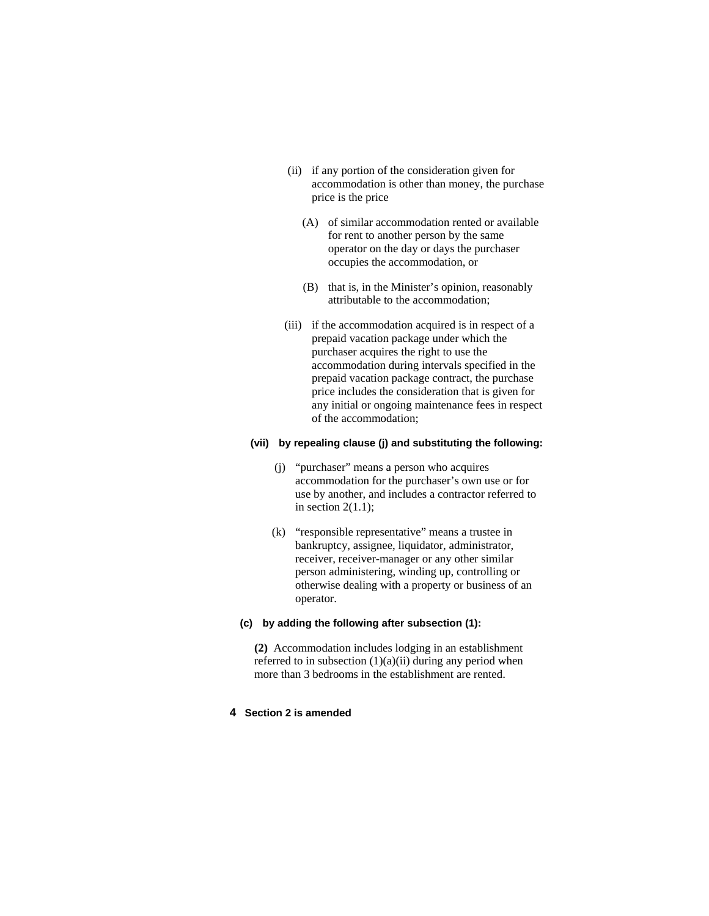(ii) if any portion of the consideration given for accommodation is other than money, the purchase price is the price

(A) of similar accommodation rented or available for rent to another person by the same operator on the day or days the purchaser occupies the accommodation, or

(B) that is, in the Minister's opinion, reasonably attributable to the accommodation;

(iii) if the accommodation acquired is in respect of a prepaid vacation package under which the purchaser acquires the right to use the accommodation during intervals specified in the prepaid vacation package contract, the purchase price includes the consideration that is given for any initial or ongoing maintenance fees in respect of the accommodation;

**(vii) by repealing clause (j) and substituting the following:**

(j) "purchaser" means a person who acquires accommodation for the purchaser's own use or for use by another, and includes a contractor referred to in section 2(1.1);

(k) "responsible representative" means a trustee in bankruptcy, assignee, liquidator, administrator, receiver, receiver-manager or any other similar person administering, winding up, controlling or otherwise dealing with a property or business of an operator.

**(c) by adding the following after subsection (1):**

**(2)** Accommodation includes lodging in an establishment referred to in subsection (1)(a)(ii) during any period when more than 3 bedrooms in the establishment are rented.

**4 Section 2 is amended**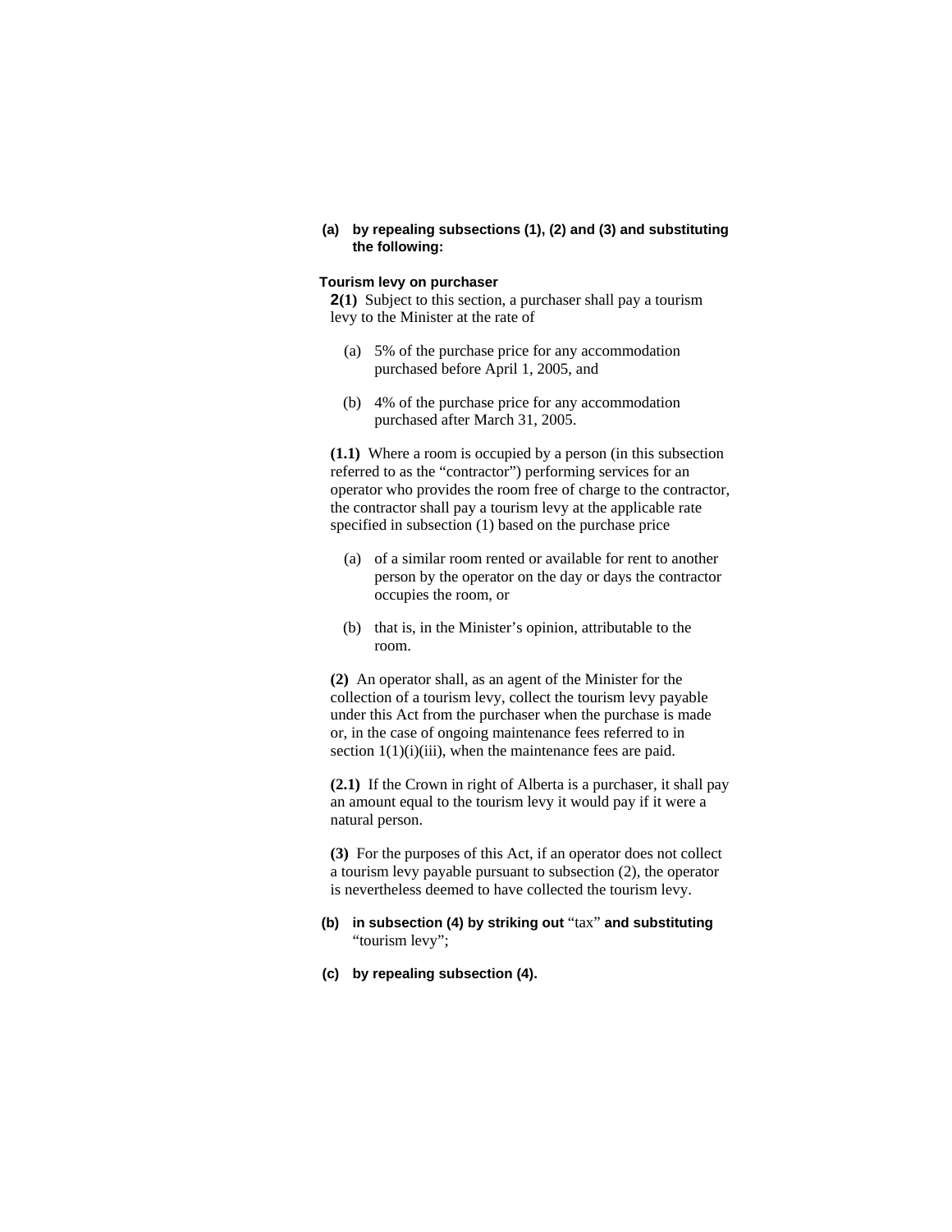**(a) by repealing subsections (1), (2) and (3) and substituting the following:**

**Tourism levy on purchaser**

**2(1)** Subject to this section, a purchaser shall pay a tourism levy to the Minister at the rate of

(a) 5% of the purchase price for any accommodation purchased before April 1, 2005, and

(b) 4% of the purchase price for any accommodation purchased after March 31, 2005.

**(1.1)** Where a room is occupied by a person (in this subsection referred to as the “contractor”) performing services for an operator who provides the room free of charge to the contractor, the contractor shall pay a tourism levy at the applicable rate specified in subsection (1) based on the purchase price

(a) of a similar room rented or available for rent to another person by the operator on the day or days the contractor occupies the room, or

(b) that is, in the Minister’s opinion, attributable to the room.

**(2)** An operator shall, as an agent of the Minister for the collection of a tourism levy, collect the tourism levy payable under this Act from the purchaser when the purchase is made or, in the case of ongoing maintenance fees referred to in section 1(1)(i)(iii), when the maintenance fees are paid.

**(2.1)** If the Crown in right of Alberta is a purchaser, it shall pay an amount equal to the tourism levy it would pay if it were a natural person.

**(3)** For the purposes of this Act, if an operator does not collect a tourism levy payable pursuant to subsection (2), the operator is nevertheless deemed to have collected the tourism levy.

**(b) in subsection (4) by striking out** “tax” **and substituting** “tourism levy”;

**(c) by repealing subsection (4).**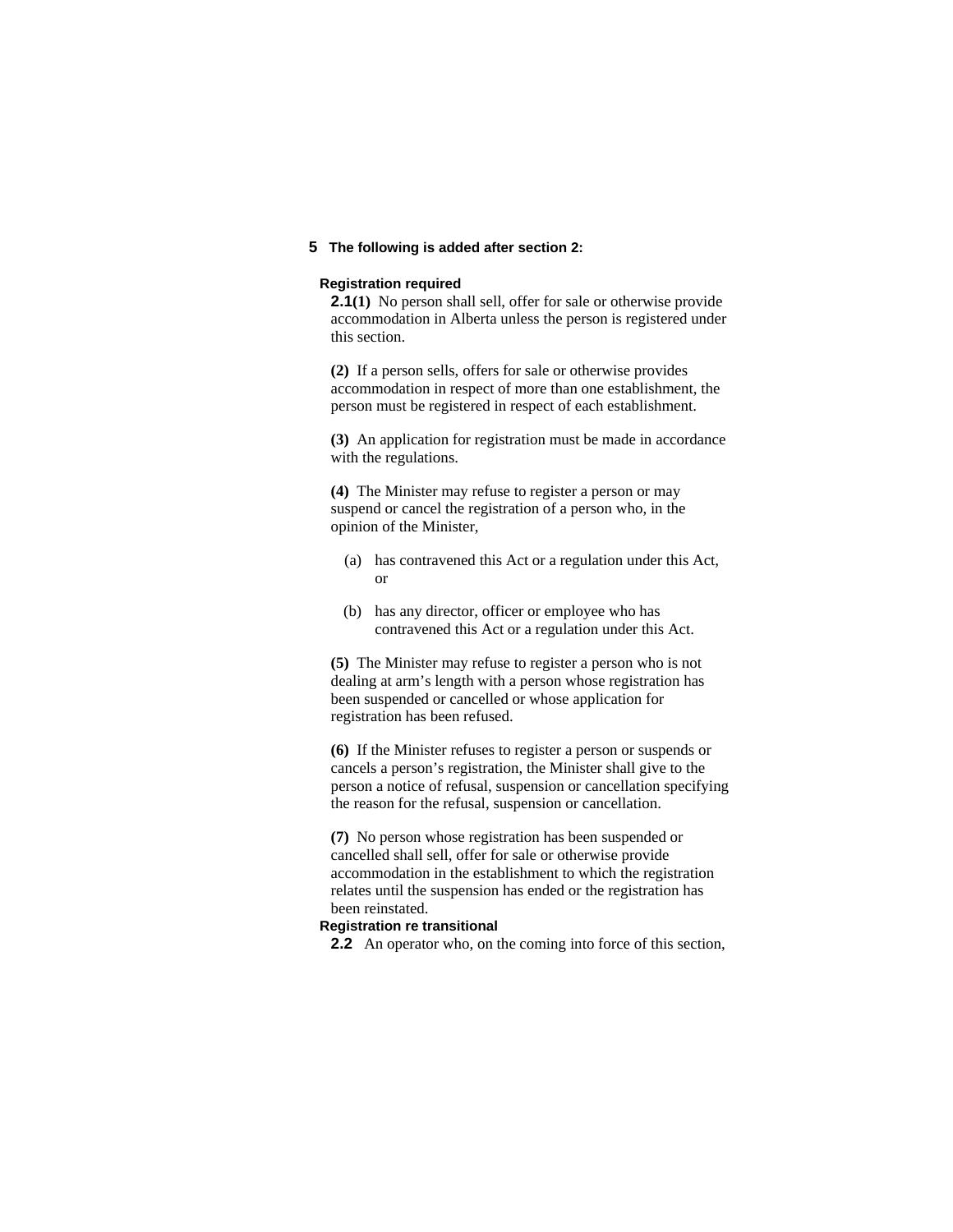**5 The following is added after section 2:**

**Registration required**

**2.1(1)** No person shall sell, offer for sale or otherwise provide accommodation in Alberta unless the person is registered under this section.

**(2)** If a person sells, offers for sale or otherwise provides accommodation in respect of more than one establishment, the person must be registered in respect of each establishment.

**(3)** An application for registration must be made in accordance with the regulations.

**(4)** The Minister may refuse to register a person or may suspend or cancel the registration of a person who, in the opinion of the Minister,

(a) has contravened this Act or a regulation under this Act, or

(b) has any director, officer or employee who has contravened this Act or a regulation under this Act.

**(5)** The Minister may refuse to register a person who is not dealing at arm's length with a person whose registration has been suspended or cancelled or whose application for registration has been refused.

**(6)** If the Minister refuses to register a person or suspends or cancels a person's registration, the Minister shall give to the person a notice of refusal, suspension or cancellation specifying the reason for the refusal, suspension or cancellation.

**(7)** No person whose registration has been suspended or cancelled shall sell, offer for sale or otherwise provide accommodation in the establishment to which the registration relates until the suspension has ended or the registration has been reinstated.

**Registration re transitional**

**2.2** An operator who, on the coming into force of this section,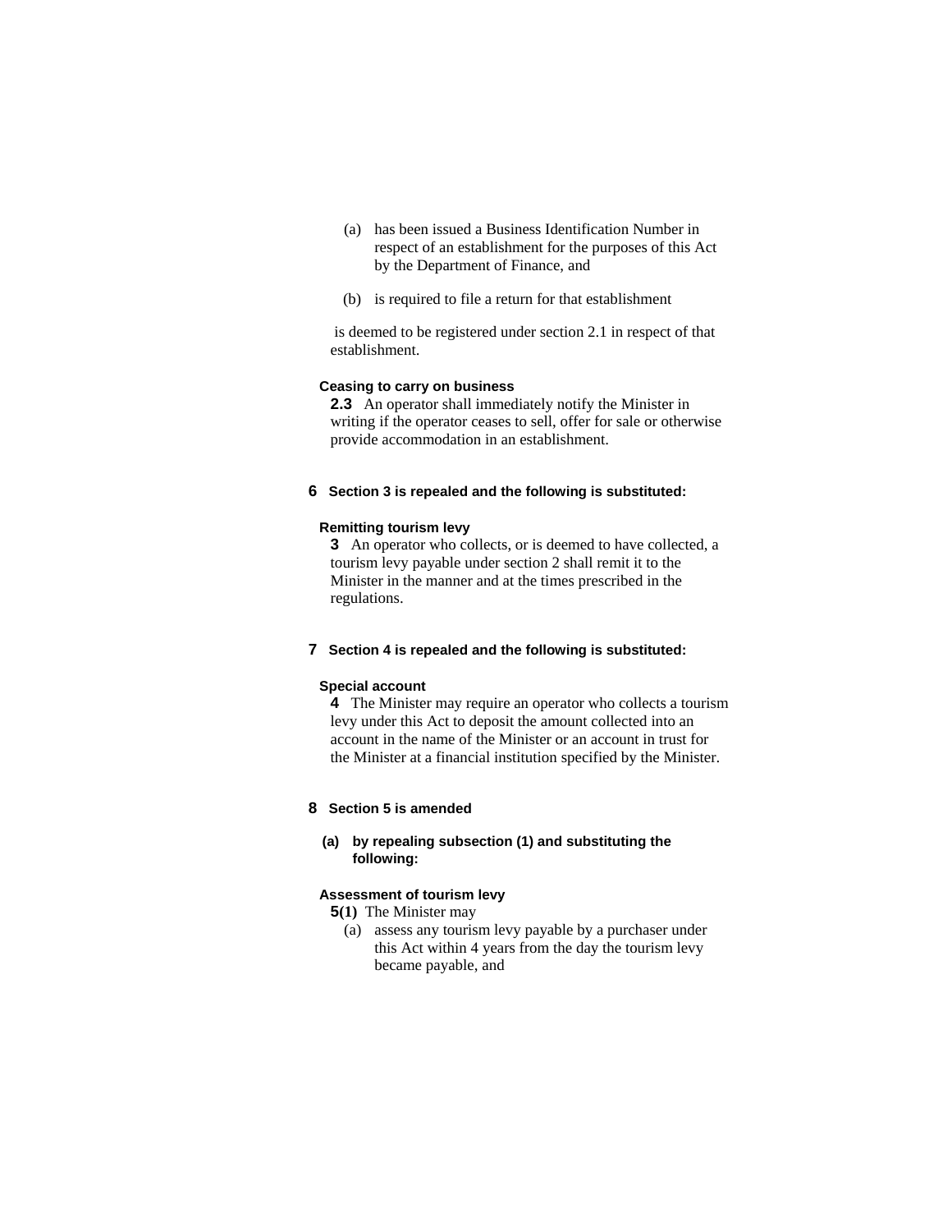(a) has been issued a Business Identification Number in respect of an establishment for the purposes of this Act by the Department of Finance, and

(b) is required to file a return for that establishment

is deemed to be registered under section 2.1 in respect of that establishment.

**Ceasing to carry on business**

**2.3** An operator shall immediately notify the Minister in writing if the operator ceases to sell, offer for sale or otherwise provide accommodation in an establishment.

**6 Section 3 is repealed and the following is substituted:**

**Remitting tourism levy**

**3** An operator who collects, or is deemed to have collected, a tourism levy payable under section 2 shall remit it to the Minister in the manner and at the times prescribed in the regulations.

**7 Section 4 is repealed and the following is substituted:**

**Special account**

**4** The Minister may require an operator who collects a tourism levy under this Act to deposit the amount collected into an account in the name of the Minister or an account in trust for the Minister at a financial institution specified by the Minister.

**8 Section 5 is amended**

**(a) by repealing subsection (1) and substituting the following:**

**Assessment of tourism levy**

**5(1)** The Minister may

(a) assess any tourism levy payable by a purchaser under this Act within 4 years from the day the tourism levy became payable, and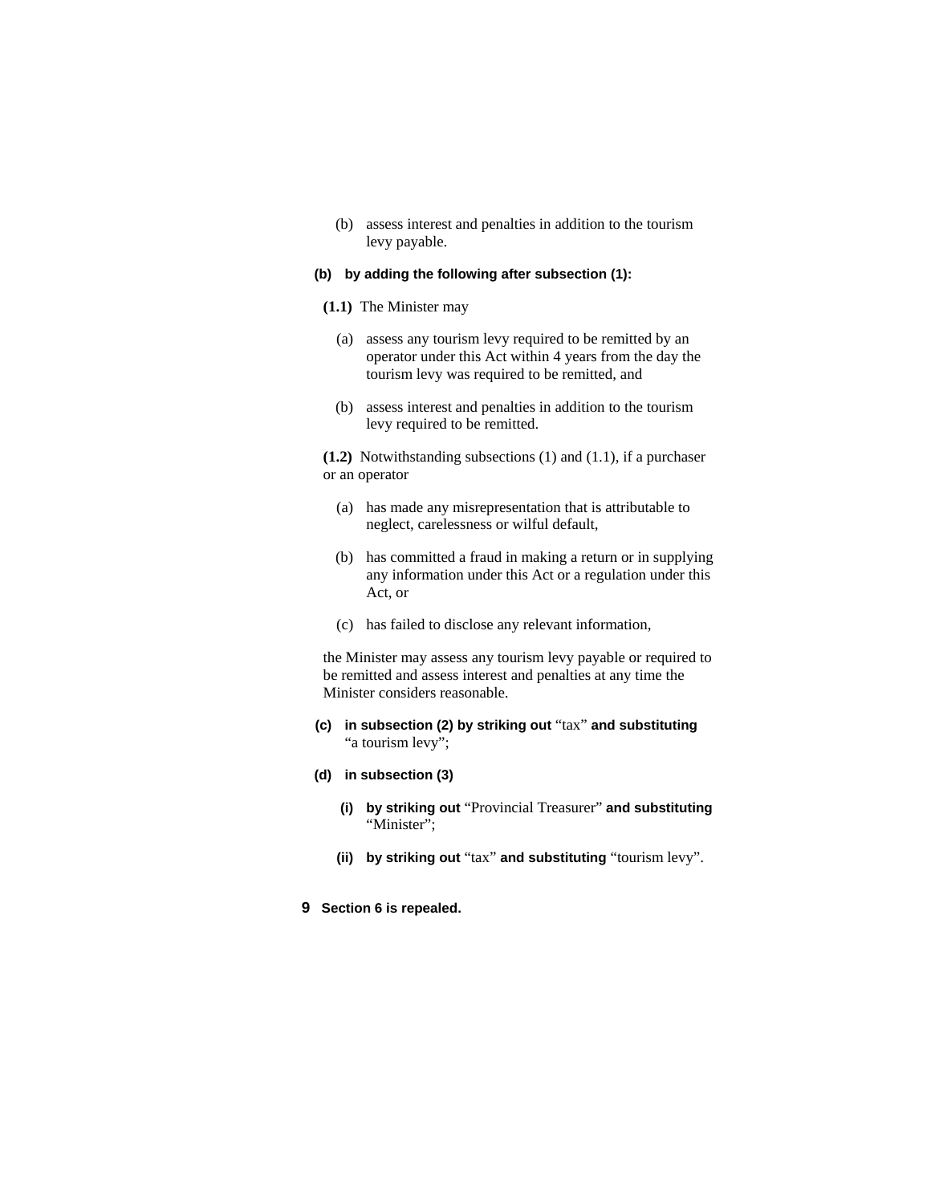(b) assess interest and penalties in addition to the tourism levy payable.

**(b) by adding the following after subsection (1):**

**(1.1)** The Minister may

(a) assess any tourism levy required to be remitted by an operator under this Act within 4 years from the day the tourism levy was required to be remitted, and

(b) assess interest and penalties in addition to the tourism levy required to be remitted.

**(1.2)** Notwithstanding subsections (1) and (1.1), if a purchaser or an operator

(a) has made any misrepresentation that is attributable to neglect, carelessness or wilful default,

(b) has committed a fraud in making a return or in supplying any information under this Act or a regulation under this Act, or

(c) has failed to disclose any relevant information,

the Minister may assess any tourism levy payable or required to be remitted and assess interest and penalties at any time the Minister considers reasonable.

**(c) in subsection (2) by striking out** "tax" **and substituting** "a tourism levy";

**(d) in subsection (3)**

**(i) by striking out** "Provincial Treasurer" **and substituting** "Minister";

**(ii) by striking out** "tax" **and substituting** "tourism levy".

**9 Section 6 is repealed.**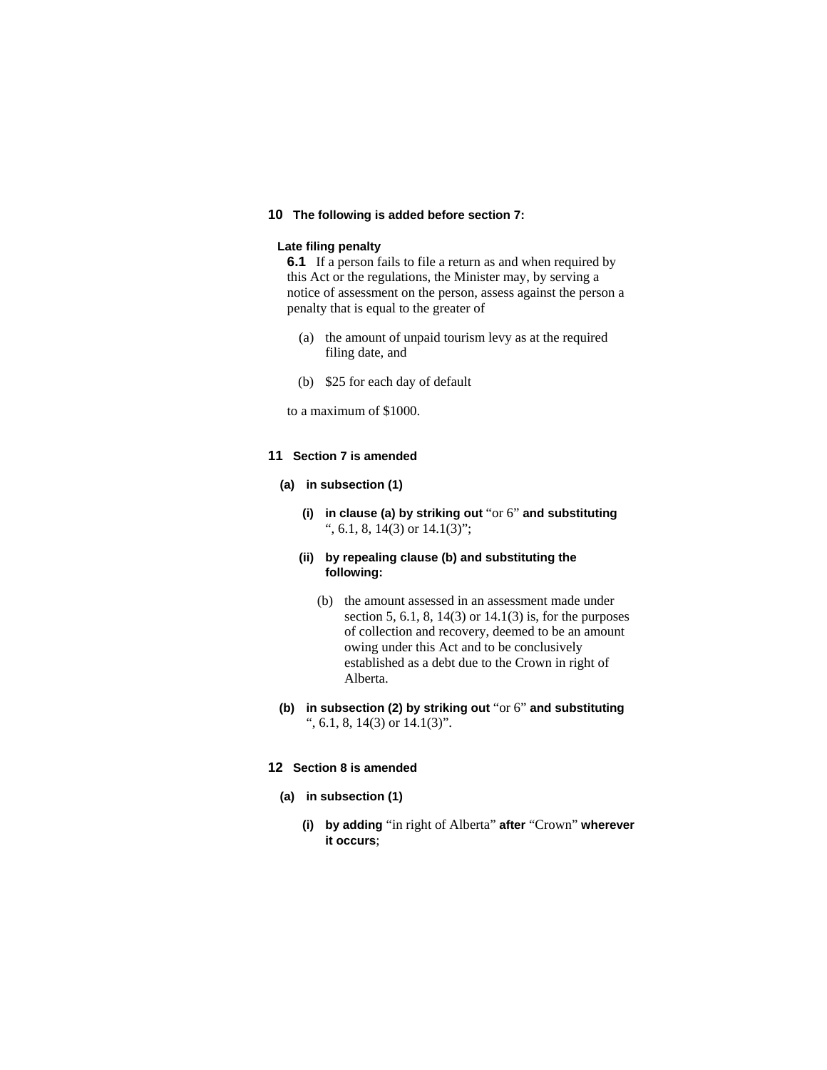**10 The following is added before section 7:**

**Late filing penalty**

**6.1** If a person fails to file a return as and when required by this Act or the regulations, the Minister may, by serving a notice of assessment on the person, assess against the person a penalty that is equal to the greater of

(a) the amount of unpaid tourism levy as at the required filing date, and

(b) $25 for each day of default

to a maximum of $1000.

**11 Section 7 is amended**

**(a) in subsection (1)**

**(i) in clause (a) by striking out** "or 6" **and substituting** ", 6.1, 8, 14(3) or 14.1(3)";

**(ii) by repealing clause (b) and substituting the following:**

(b) the amount assessed in an assessment made under section 5, 6.1, 8, 14(3) or 14.1(3) is, for the purposes of collection and recovery, deemed to be an amount owing under this Act and to be conclusively established as a debt due to the Crown in right of Alberta.

**(b) in subsection (2) by striking out** "or 6" **and substituting** ", 6.1, 8, 14(3) or 14.1(3)".

**12 Section 8 is amended**

**(a) in subsection (1)**

**(i) by adding** "in right of Alberta" **after** "Crown" **wherever it occurs**;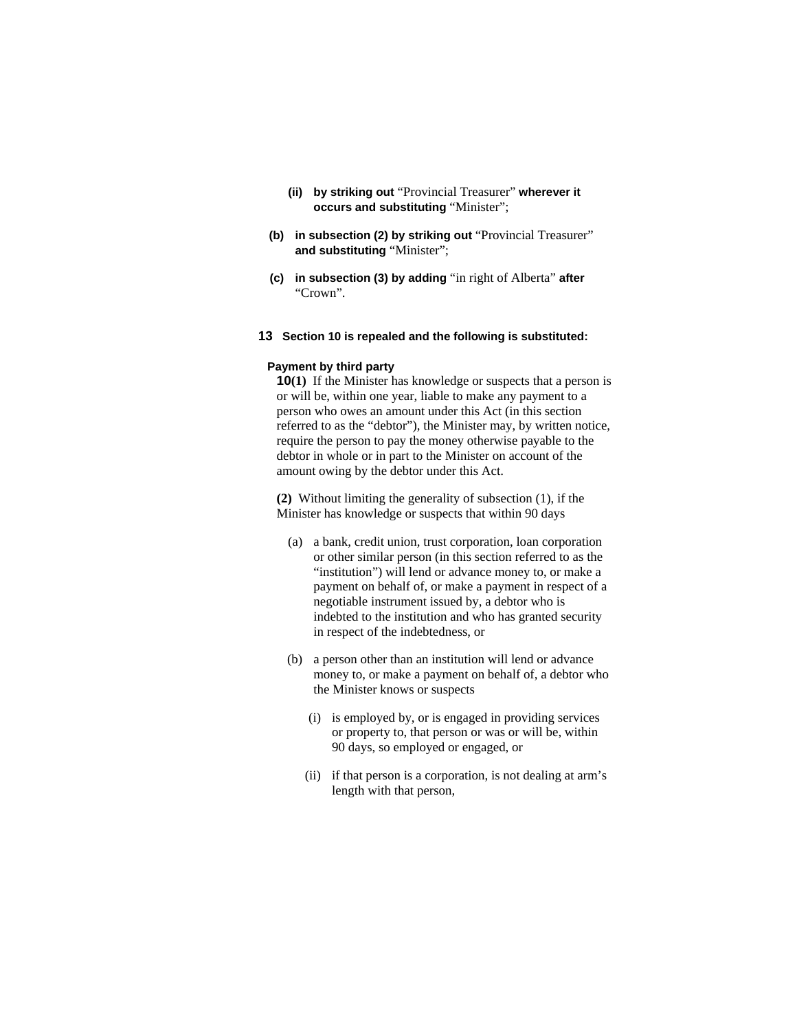(ii) **by striking out** "Provincial Treasurer" **wherever it occurs and substituting** "Minister";

(b) **in subsection (2) by striking out** "Provincial Treasurer" **and substituting** "Minister";

(c) **in subsection (3) by adding** "in right of Alberta" **after** "Crown".

**13 Section 10 is repealed and the following is substituted:**

**Payment by third party**

**10(1)** If the Minister has knowledge or suspects that a person is or will be, within one year, liable to make any payment to a person who owes an amount under this Act (in this section referred to as the "debtor"), the Minister may, by written notice, require the person to pay the money otherwise payable to the debtor in whole or in part to the Minister on account of the amount owing by the debtor under this Act.

**(2)** Without limiting the generality of subsection (1), if the Minister has knowledge or suspects that within 90 days

(a) a bank, credit union, trust corporation, loan corporation or other similar person (in this section referred to as the "institution") will lend or advance money to, or make a payment on behalf of, or make a payment in respect of a negotiable instrument issued by, a debtor who is indebted to the institution and who has granted security in respect of the indebtedness, or

(b) a person other than an institution will lend or advance money to, or make a payment on behalf of, a debtor who the Minister knows or suspects

(i) is employed by, or is engaged in providing services or property to, that person or was or will be, within 90 days, so employed or engaged, or

(ii) if that person is a corporation, is not dealing at arm's length with that person,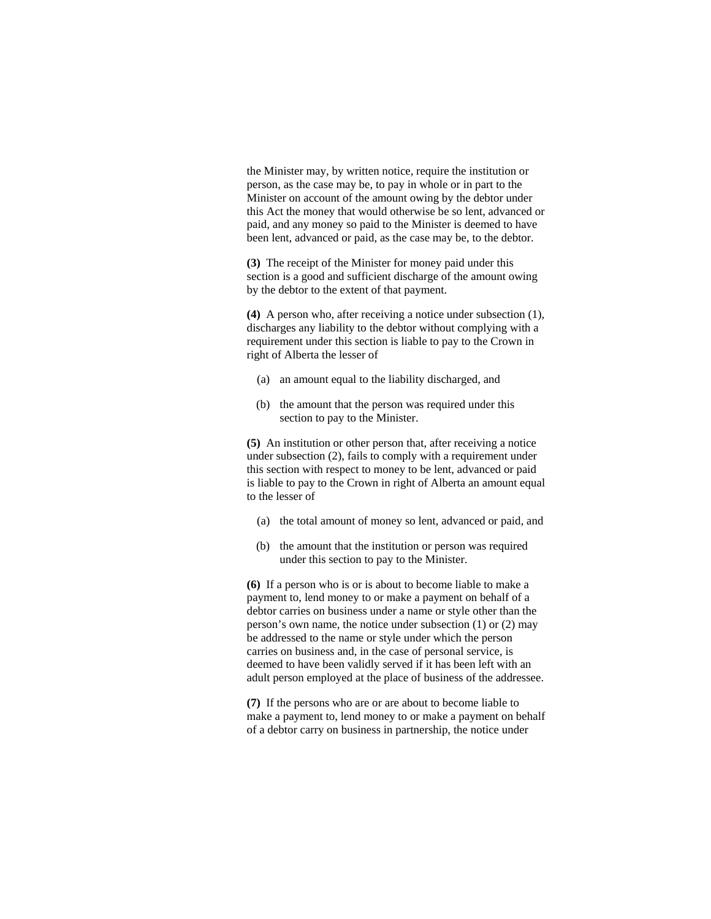the Minister may, by written notice, require the institution or person, as the case may be, to pay in whole or in part to the Minister on account of the amount owing by the debtor under this Act the money that would otherwise be so lent, advanced or paid, and any money so paid to the Minister is deemed to have been lent, advanced or paid, as the case may be, to the debtor.

**(3)** The receipt of the Minister for money paid under this section is a good and sufficient discharge of the amount owing by the debtor to the extent of that payment.

**(4)** A person who, after receiving a notice under subsection (1), discharges any liability to the debtor without complying with a requirement under this section is liable to pay to the Crown in right of Alberta the lesser of

- (a) an amount equal to the liability discharged, and
- (b) the amount that the person was required under this section to pay to the Minister.

**(5)** An institution or other person that, after receiving a notice under subsection (2), fails to comply with a requirement under this section with respect to money to be lent, advanced or paid is liable to pay to the Crown in right of Alberta an amount equal to the lesser of

- (a) the total amount of money so lent, advanced or paid, and
- (b) the amount that the institution or person was required under this section to pay to the Minister.

**(6)** If a person who is or is about to become liable to make a payment to, lend money to or make a payment on behalf of a debtor carries on business under a name or style other than the person's own name, the notice under subsection (1) or (2) may be addressed to the name or style under which the person carries on business and, in the case of personal service, is deemed to have been validly served if it has been left with an adult person employed at the place of business of the addressee.

**(7)** If the persons who are or are about to become liable to make a payment to, lend money to or make a payment on behalf of a debtor carry on business in partnership, the notice under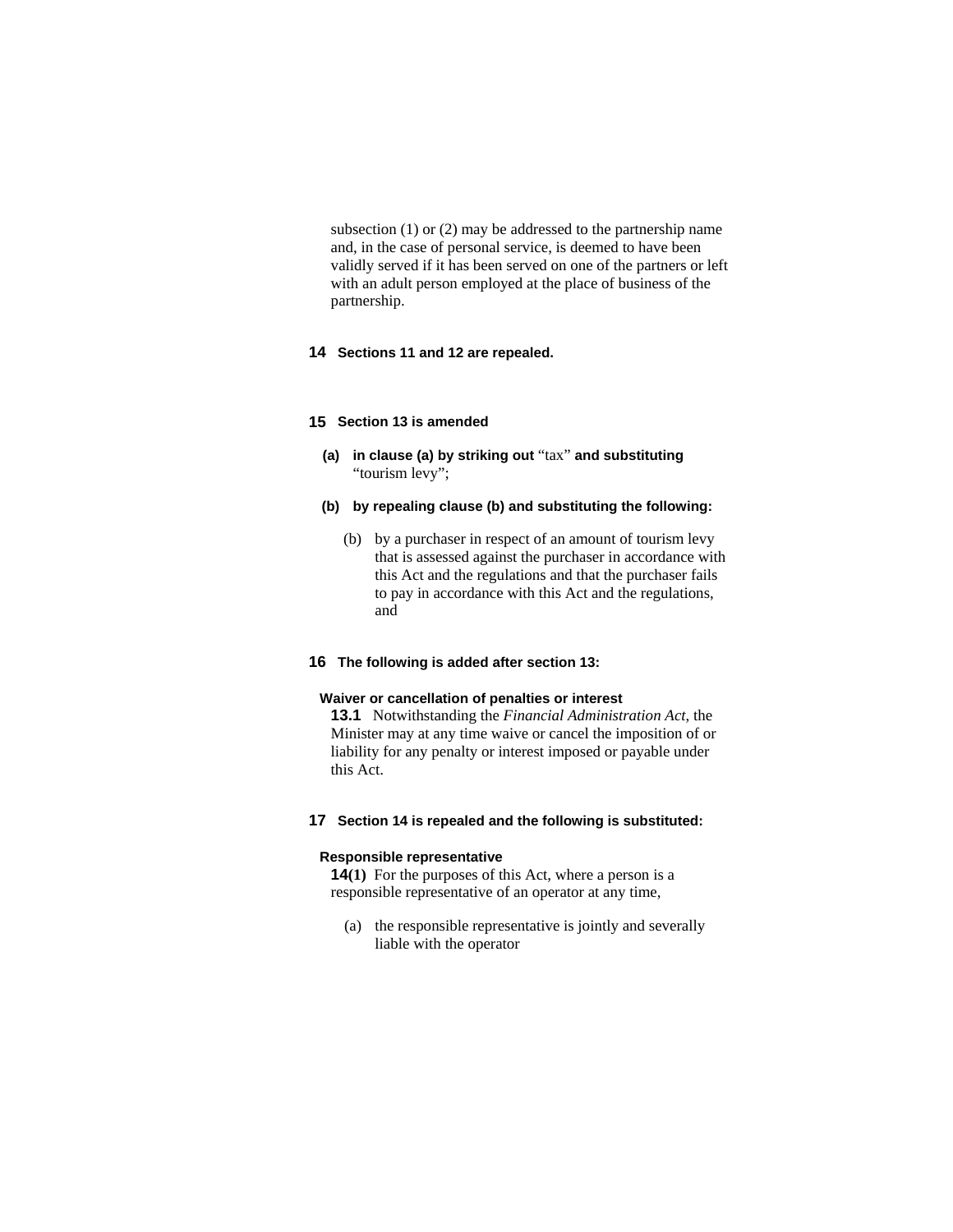subsection (1) or (2) may be addressed to the partnership name and, in the case of personal service, is deemed to have been validly served if it has been served on one of the partners or left with an adult person employed at the place of business of the partnership.

**14 Sections 11 and 12 are repealed.**

**15 Section 13 is amended**

**(a) in clause (a) by striking out** "tax" **and substituting** "tourism levy";

**(b) by repealing clause (b) and substituting the following:**

(b) by a purchaser in respect of an amount of tourism levy that is assessed against the purchaser in accordance with this Act and the regulations and that the purchaser fails to pay in accordance with this Act and the regulations, and

**16 The following is added after section 13:**

**Waiver or cancellation of penalties or interest**

**13.1** Notwithstanding the *Financial Administration Act*, the Minister may at any time waive or cancel the imposition of or liability for any penalty or interest imposed or payable under this Act.

**17 Section 14 is repealed and the following is substituted:**

**Responsible representative**

**14(1)** For the purposes of this Act, where a person is a responsible representative of an operator at any time,

(a) the responsible representative is jointly and severally liable with the operator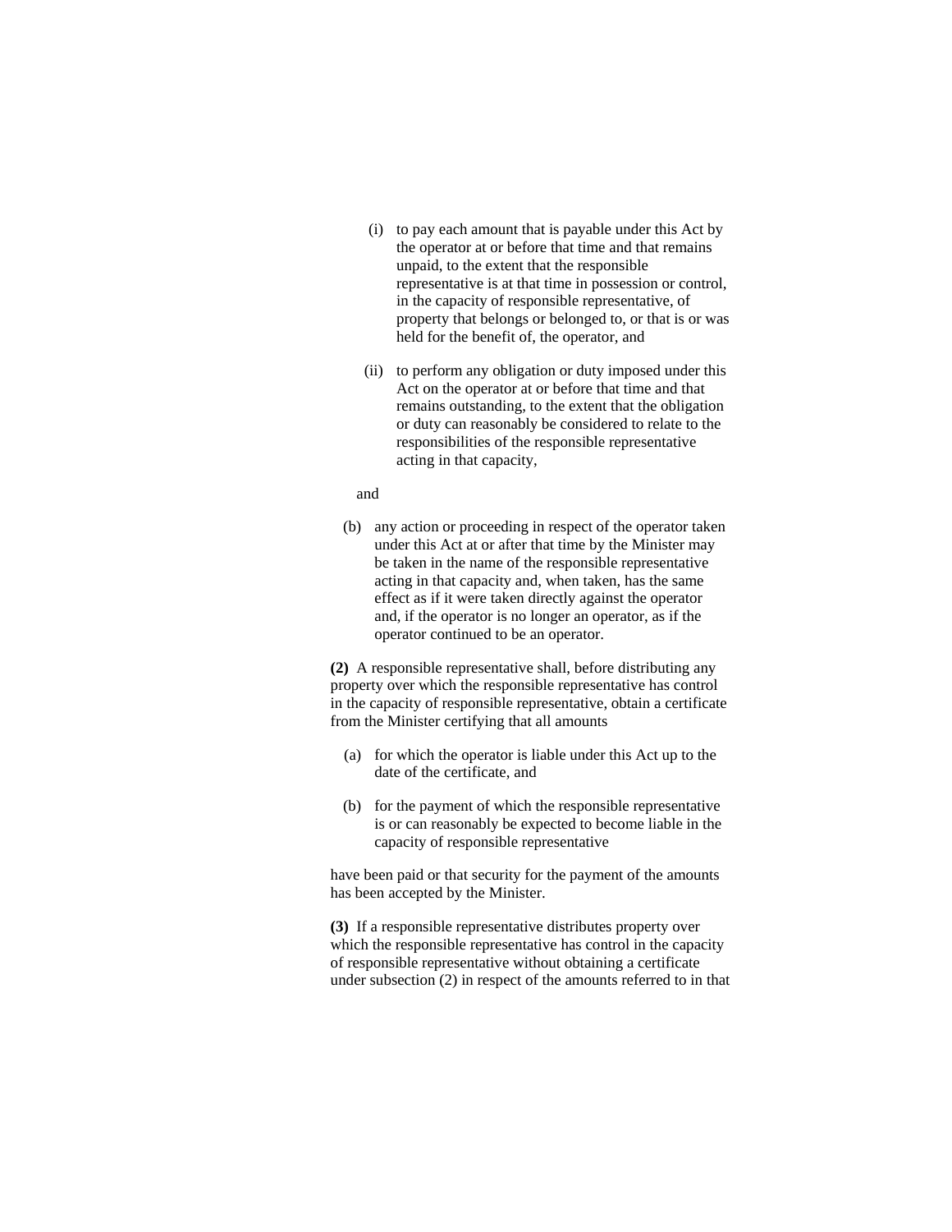(i) to pay each amount that is payable under this Act by the operator at or before that time and that remains unpaid, to the extent that the responsible representative is at that time in possession or control, in the capacity of responsible representative, of property that belongs or belonged to, or that is or was held for the benefit of, the operator, and

(ii) to perform any obligation or duty imposed under this Act on the operator at or before that time and that remains outstanding, to the extent that the obligation or duty can reasonably be considered to relate to the responsibilities of the responsible representative acting in that capacity,

and

(b) any action or proceeding in respect of the operator taken under this Act at or after that time by the Minister may be taken in the name of the responsible representative acting in that capacity and, when taken, has the same effect as if it were taken directly against the operator and, if the operator is no longer an operator, as if the operator continued to be an operator.

**(2)** A responsible representative shall, before distributing any property over which the responsible representative has control in the capacity of responsible representative, obtain a certificate from the Minister certifying that all amounts

(a) for which the operator is liable under this Act up to the date of the certificate, and

(b) for the payment of which the responsible representative is or can reasonably be expected to become liable in the capacity of responsible representative

have been paid or that security for the payment of the amounts has been accepted by the Minister.

**(3)** If a responsible representative distributes property over which the responsible representative has control in the capacity of responsible representative without obtaining a certificate under subsection (2) in respect of the amounts referred to in that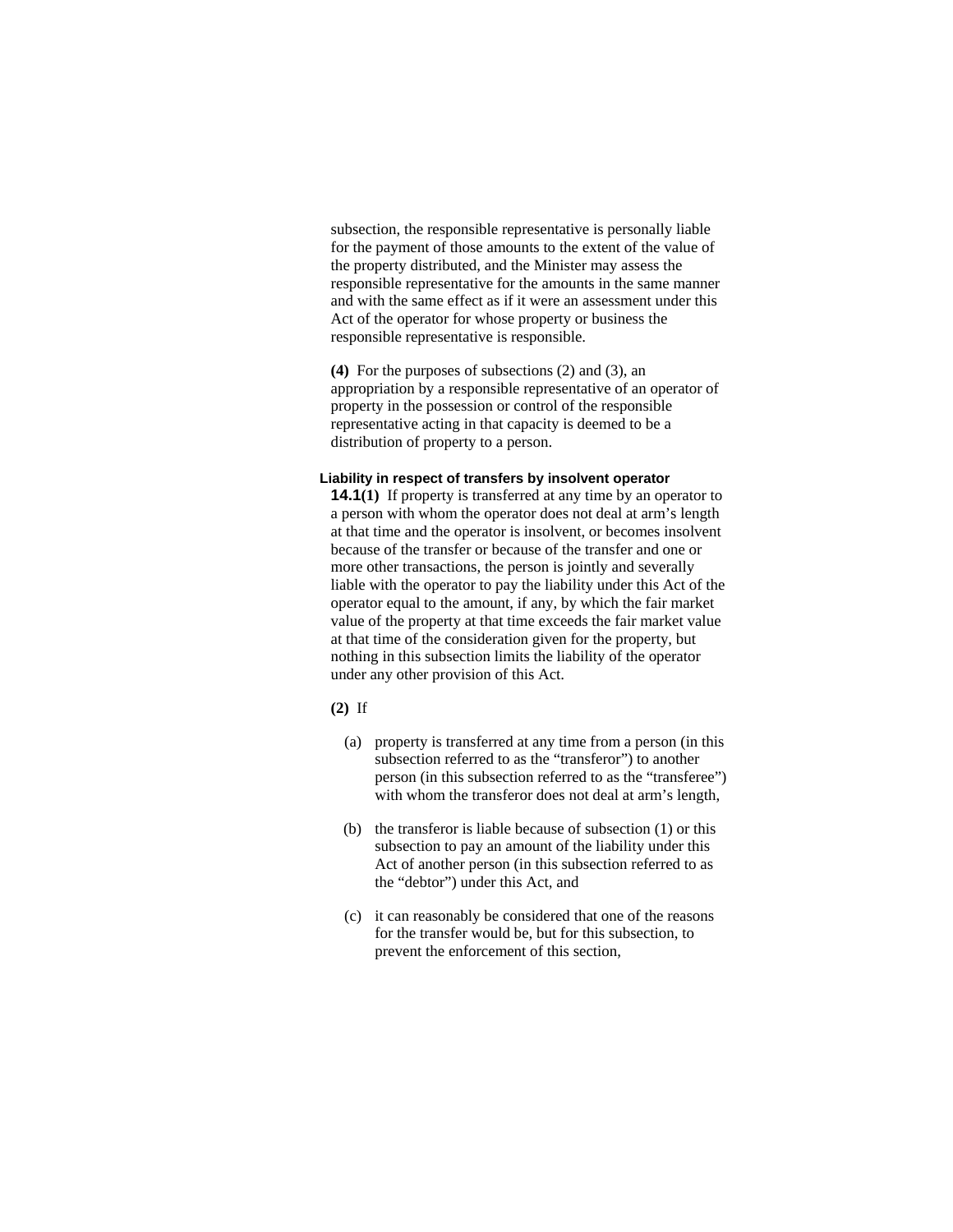subsection, the responsible representative is personally liable for the payment of those amounts to the extent of the value of the property distributed, and the Minister may assess the responsible representative for the amounts in the same manner and with the same effect as if it were an assessment under this Act of the operator for whose property or business the responsible representative is responsible.

**(4)** For the purposes of subsections (2) and (3), an appropriation by a responsible representative of an operator of property in the possession or control of the responsible representative acting in that capacity is deemed to be a distribution of property to a person.

#### Liability in respect of transfers by insolvent operator

**14.1(1)** If property is transferred at any time by an operator to a person with whom the operator does not deal at arm's length at that time and the operator is insolvent, or becomes insolvent because of the transfer or because of the transfer and one or more other transactions, the person is jointly and severally liable with the operator to pay the liability under this Act of the operator equal to the amount, if any, by which the fair market value of the property at that time exceeds the fair market value at that time of the consideration given for the property, but nothing in this subsection limits the liability of the operator under any other provision of this Act.

**(2)** If

(a) property is transferred at any time from a person (in this subsection referred to as the "transferor") to another person (in this subsection referred to as the "transferee") with whom the transferor does not deal at arm's length,

(b) the transferor is liable because of subsection (1) or this subsection to pay an amount of the liability under this Act of another person (in this subsection referred to as the "debtor") under this Act, and

(c) it can reasonably be considered that one of the reasons for the transfer would be, but for this subsection, to prevent the enforcement of this section,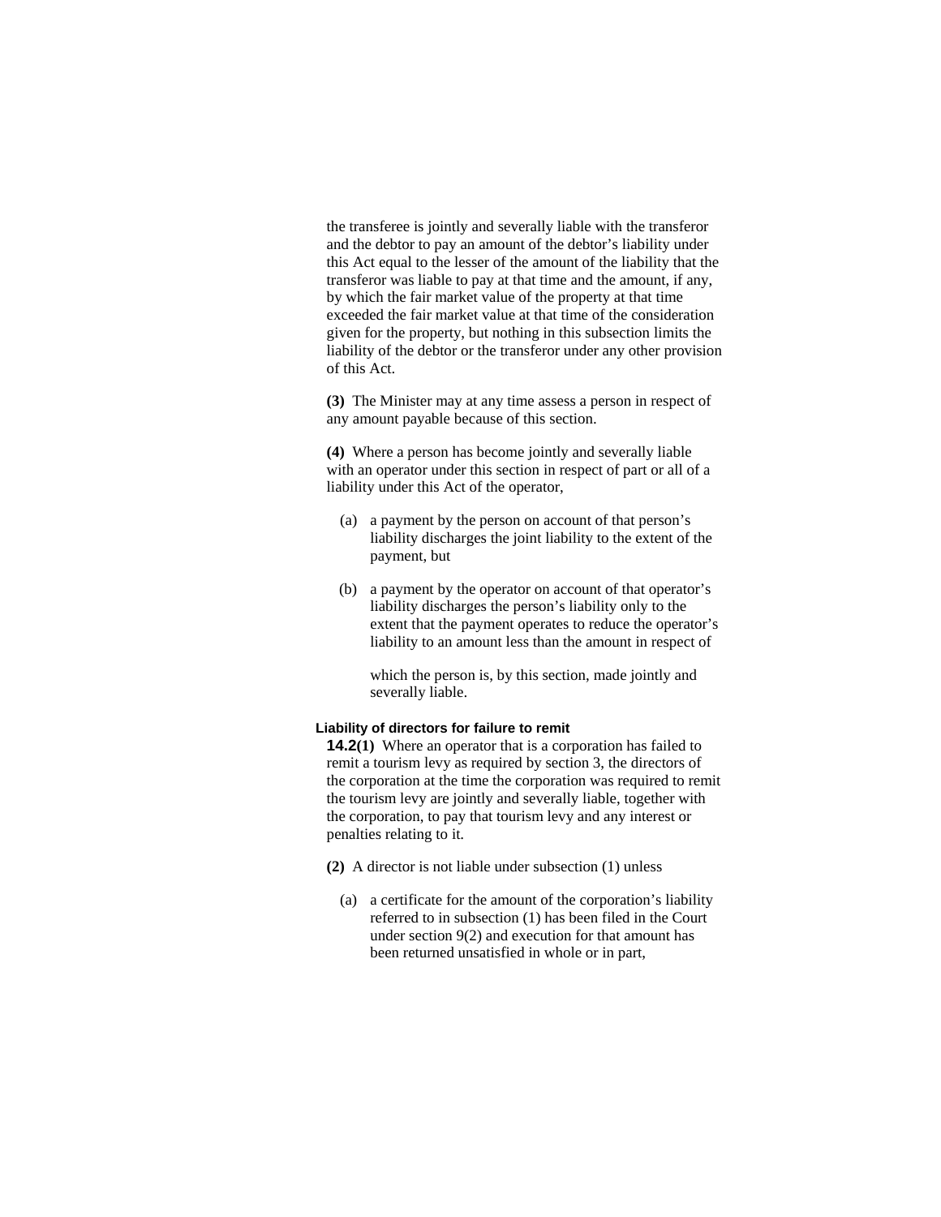the transferee is jointly and severally liable with the transferor and the debtor to pay an amount of the debtor's liability under this Act equal to the lesser of the amount of the liability that the transferor was liable to pay at that time and the amount, if any, by which the fair market value of the property at that time exceeded the fair market value at that time of the consideration given for the property, but nothing in this subsection limits the liability of the debtor or the transferor under any other provision of this Act.

**(3)** The Minister may at any time assess a person in respect of any amount payable because of this section.

**(4)** Where a person has become jointly and severally liable with an operator under this section in respect of part or all of a liability under this Act of the operator,

(a) a payment by the person on account of that person's liability discharges the joint liability to the extent of the payment, but

(b) a payment by the operator on account of that operator's liability discharges the person's liability only to the extent that the payment operates to reduce the operator's liability to an amount less than the amount in respect of which the person is, by this section, made jointly and severally liable.

**Liability of directors for failure to remit**

**14.2(1)** Where an operator that is a corporation has failed to remit a tourism levy as required by section 3, the directors of the corporation at the time the corporation was required to remit the tourism levy are jointly and severally liable, together with the corporation, to pay that tourism levy and any interest or penalties relating to it.

**(2)** A director is not liable under subsection (1) unless

(a) a certificate for the amount of the corporation's liability referred to in subsection (1) has been filed in the Court under section 9(2) and execution for that amount has been returned unsatisfied in whole or in part,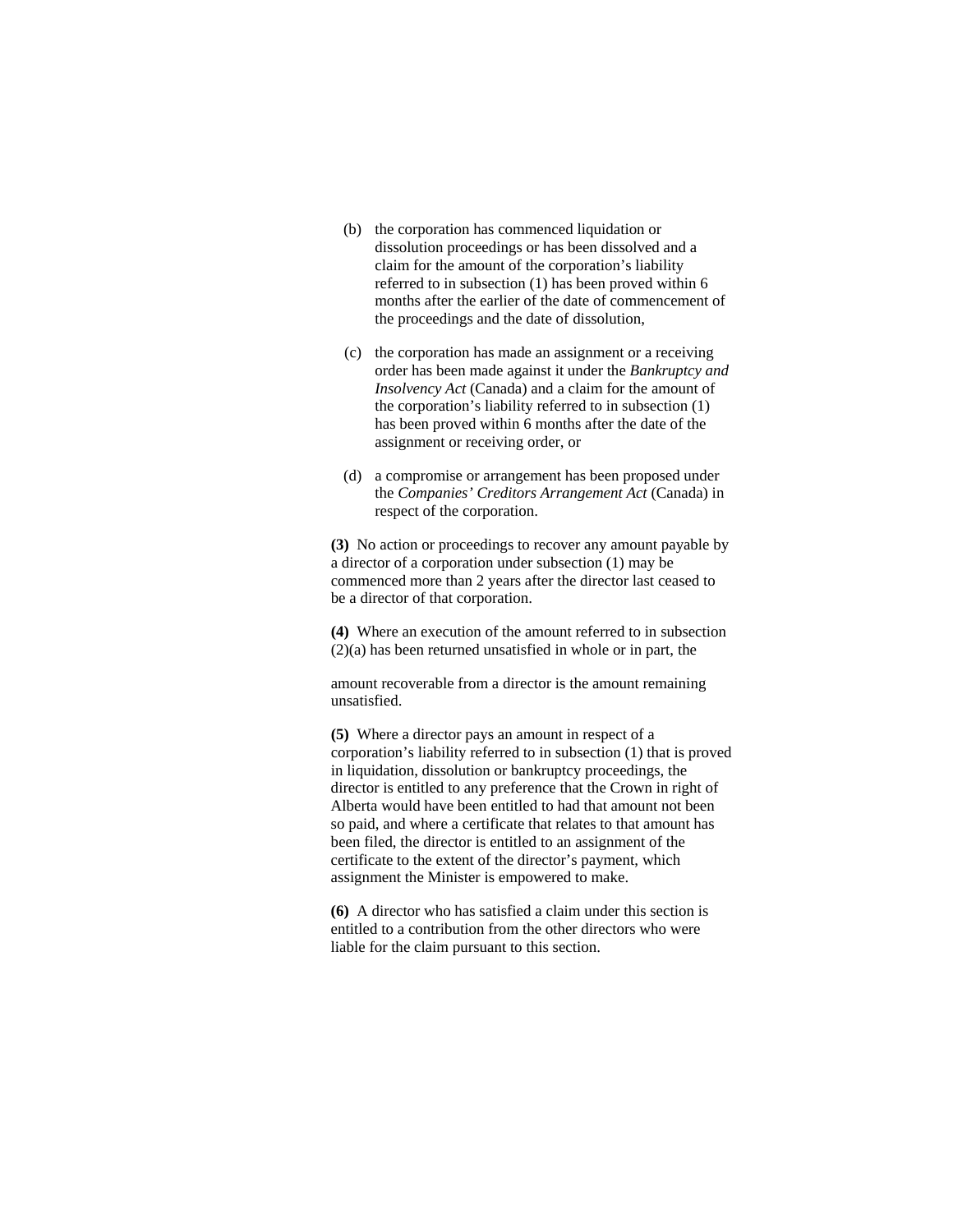(b) the corporation has commenced liquidation or dissolution proceedings or has been dissolved and a claim for the amount of the corporation's liability referred to in subsection (1) has been proved within 6 months after the earlier of the date of commencement of the proceedings and the date of dissolution,

(c) the corporation has made an assignment or a receiving order has been made against it under the *Bankruptcy and Insolvency Act* (Canada) and a claim for the amount of the corporation's liability referred to in subsection (1) has been proved within 6 months after the date of the assignment or receiving order, or

(d) a compromise or arrangement has been proposed under the *Companies' Creditors Arrangement Act* (Canada) in respect of the corporation.

**(3)** No action or proceedings to recover any amount payable by a director of a corporation under subsection (1) may be commenced more than 2 years after the director last ceased to be a director of that corporation.

**(4)** Where an execution of the amount referred to in subsection (2)(a) has been returned unsatisfied in whole or in part, the amount recoverable from a director is the amount remaining unsatisfied.

**(5)** Where a director pays an amount in respect of a corporation's liability referred to in subsection (1) that is proved in liquidation, dissolution or bankruptcy proceedings, the director is entitled to any preference that the Crown in right of Alberta would have been entitled to had that amount not been so paid, and where a certificate that relates to that amount has been filed, the director is entitled to an assignment of the certificate to the extent of the director's payment, which assignment the Minister is empowered to make.

**(6)** A director who has satisfied a claim under this section is entitled to a contribution from the other directors who were liable for the claim pursuant to this section.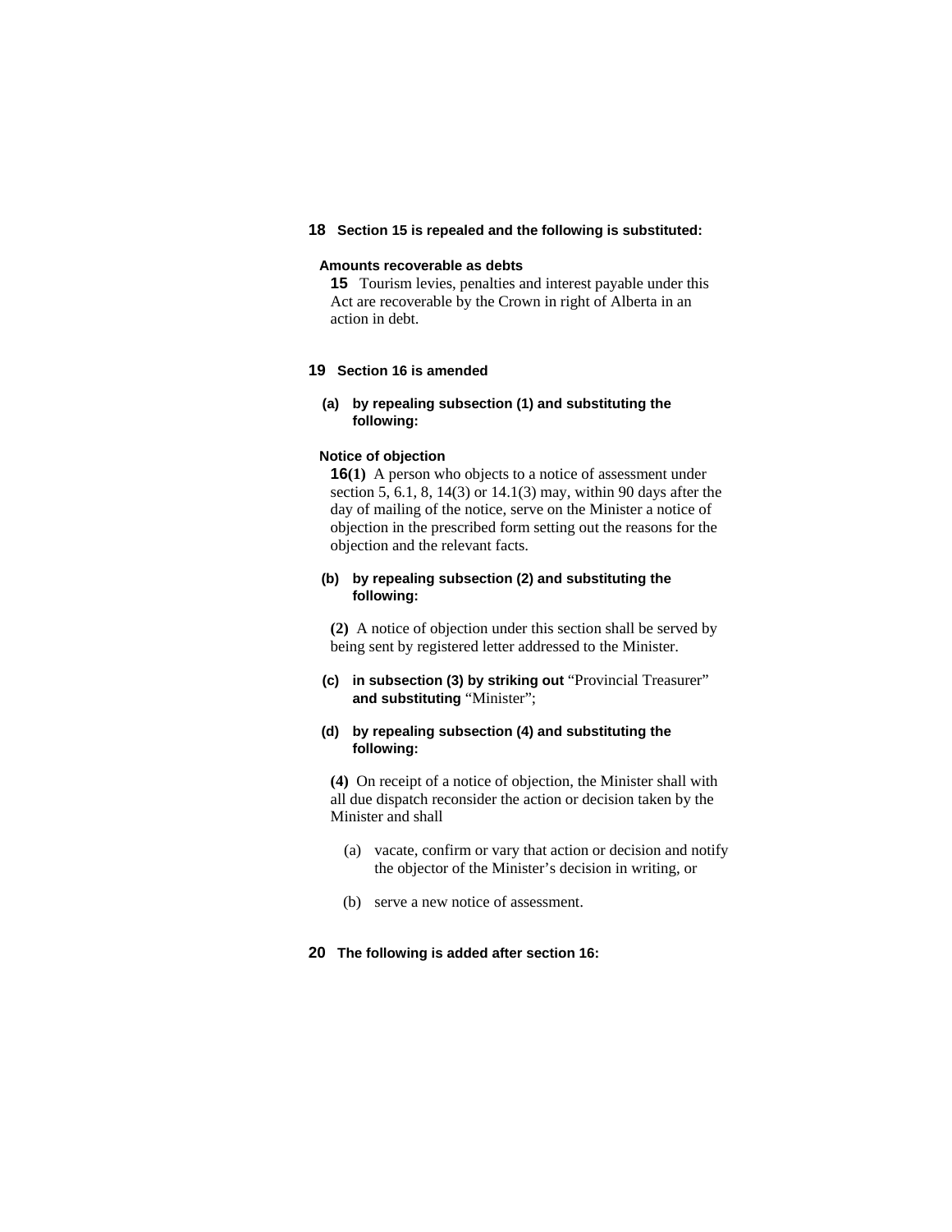**18 Section 15 is repealed and the following is substituted:**

**Amounts recoverable as debts**

**15** Tourism levies, penalties and interest payable under this Act are recoverable by the Crown in right of Alberta in an action in debt.

**19 Section 16 is amended**

**(a) by repealing subsection (1) and substituting the following:**

**Notice of objection**

**16(1)** A person who objects to a notice of assessment under section 5, 6.1, 8, 14(3) or 14.1(3) may, within 90 days after the day of mailing of the notice, serve on the Minister a notice of objection in the prescribed form setting out the reasons for the objection and the relevant facts.

**(b) by repealing subsection (2) and substituting the following:**

**(2)** A notice of objection under this section shall be served by being sent by registered letter addressed to the Minister.

**(c) in subsection (3) by striking out** "Provincial Treasurer" **and substituting** "Minister";

**(d) by repealing subsection (4) and substituting the following:**

**(4)** On receipt of a notice of objection, the Minister shall with all due dispatch reconsider the action or decision taken by the Minister and shall

(a) vacate, confirm or vary that action or decision and notify the objector of the Minister's decision in writing, or

(b) serve a new notice of assessment.

**20 The following is added after section 16:**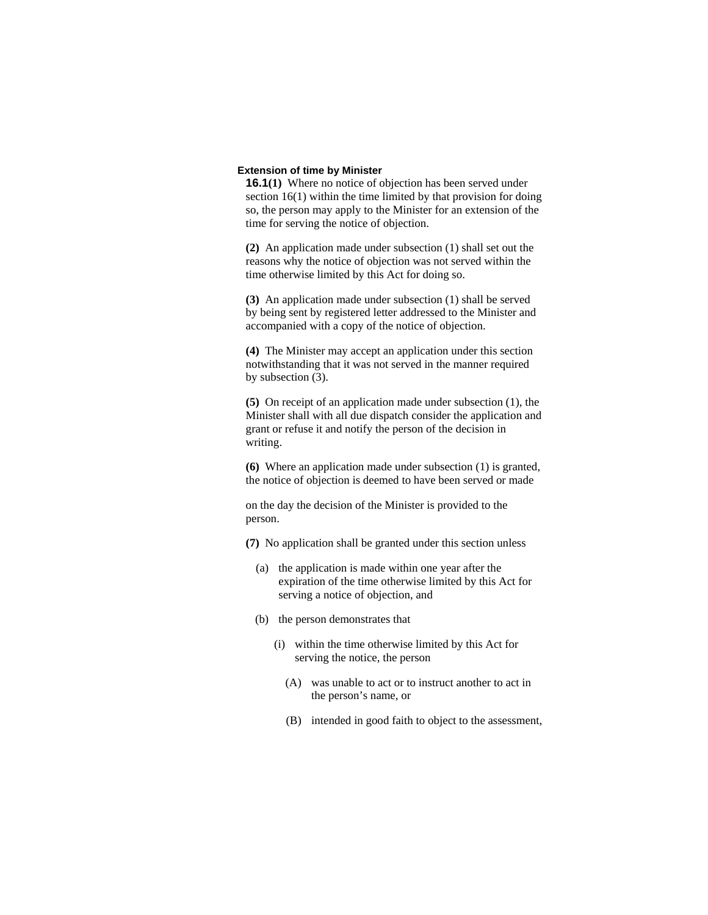**Extension of time by Minister**

**16.1(1)** Where no notice of objection has been served under section 16(1) within the time limited by that provision for doing so, the person may apply to the Minister for an extension of the time for serving the notice of objection.

**(2)** An application made under subsection (1) shall set out the reasons why the notice of objection was not served within the time otherwise limited by this Act for doing so.

**(3)** An application made under subsection (1) shall be served by being sent by registered letter addressed to the Minister and accompanied with a copy of the notice of objection.

**(4)** The Minister may accept an application under this section notwithstanding that it was not served in the manner required by subsection (3).

**(5)** On receipt of an application made under subsection (1), the Minister shall with all due dispatch consider the application and grant or refuse it and notify the person of the decision in writing.

**(6)** Where an application made under subsection (1) is granted, the notice of objection is deemed to have been served or made on the day the decision of the Minister is provided to the person.

**(7)** No application shall be granted under this section unless

(a) the application is made within one year after the expiration of the time otherwise limited by this Act for serving a notice of objection, and

(b) the person demonstrates that

(i) within the time otherwise limited by this Act for serving the notice, the person

(A) was unable to act or to instruct another to act in the person's name, or

(B) intended in good faith to object to the assessment,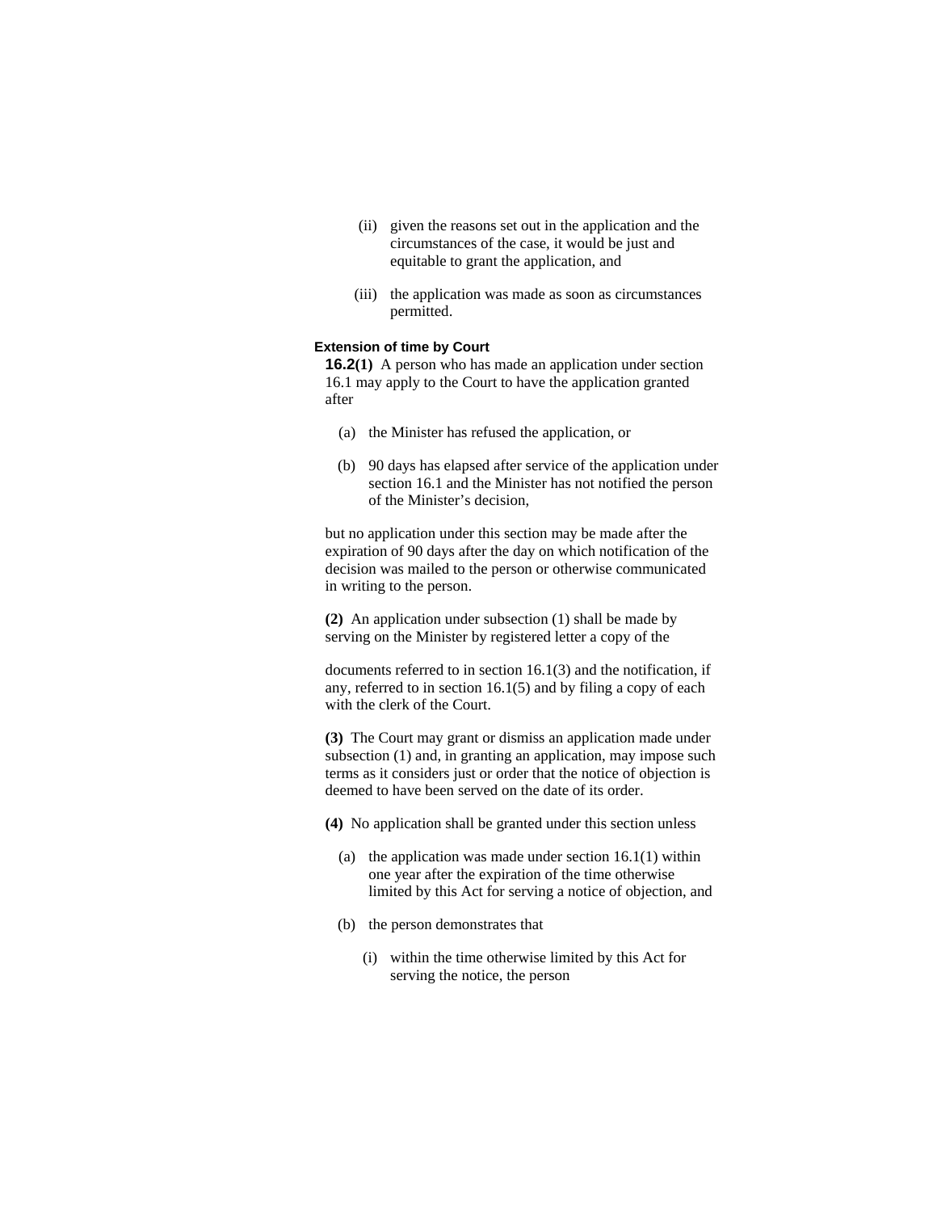(ii) given the reasons set out in the application and the circumstances of the case, it would be just and equitable to grant the application, and

(iii) the application was made as soon as circumstances permitted.

**Extension of time by Court**

**16.2(1)** A person who has made an application under section 16.1 may apply to the Court to have the application granted after

(a) the Minister has refused the application, or

(b) 90 days has elapsed after service of the application under section 16.1 and the Minister has not notified the person of the Minister's decision,

but no application under this section may be made after the expiration of 90 days after the day on which notification of the decision was mailed to the person or otherwise communicated in writing to the person.

**(2)** An application under subsection (1) shall be made by serving on the Minister by registered letter a copy of the documents referred to in section 16.1(3) and the notification, if any, referred to in section 16.1(5) and by filing a copy of each with the clerk of the Court.

**(3)** The Court may grant or dismiss an application made under subsection (1) and, in granting an application, may impose such terms as it considers just or order that the notice of objection is deemed to have been served on the date of its order.

**(4)** No application shall be granted under this section unless

(a) the application was made under section 16.1(1) within one year after the expiration of the time otherwise limited by this Act for serving a notice of objection, and

(b) the person demonstrates that

(i) within the time otherwise limited by this Act for serving the notice, the person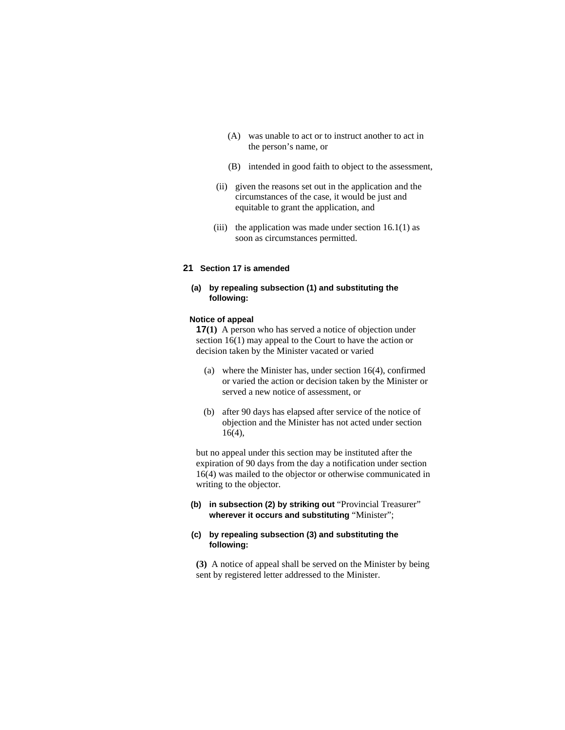(A) was unable to act or to instruct another to act in the person's name, or

(B) intended in good faith to object to the assessment,

(ii) given the reasons set out in the application and the circumstances of the case, it would be just and equitable to grant the application, and

(iii) the application was made under section 16.1(1) as soon as circumstances permitted.

**21 Section 17 is amended**

**(a) by repealing subsection (1) and substituting the following:**

**Notice of appeal**

**17(1)** A person who has served a notice of objection under section 16(1) may appeal to the Court to have the action or decision taken by the Minister vacated or varied

(a) where the Minister has, under section 16(4), confirmed or varied the action or decision taken by the Minister or served a new notice of assessment, or

(b) after 90 days has elapsed after service of the notice of objection and the Minister has not acted under section 16(4),

but no appeal under this section may be instituted after the expiration of 90 days from the day a notification under section 16(4) was mailed to the objector or otherwise communicated in writing to the objector.

**(b) in subsection (2) by striking out** "Provincial Treasurer" **wherever it occurs and substituting** "Minister";

**(c) by repealing subsection (3) and substituting the following:**

**(3)** A notice of appeal shall be served on the Minister by being sent by registered letter addressed to the Minister.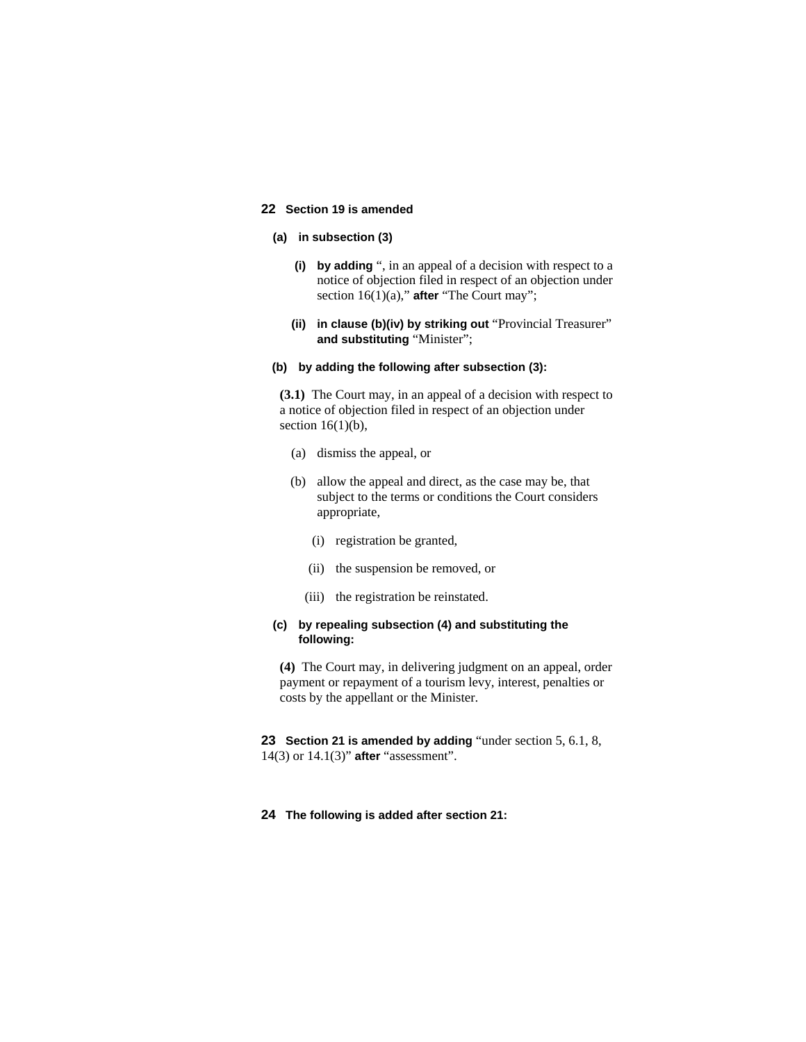**22 Section 19 is amended**

**(a) in subsection (3)**

**(i) by adding** ", in an appeal of a decision with respect to a notice of objection filed in respect of an objection under section 16(1)(a)," **after** "The Court may";

**(ii) in clause (b)(iv) by striking out** "Provincial Treasurer" **and substituting** "Minister";

**(b) by adding the following after subsection (3):**

**(3.1)** The Court may, in an appeal of a decision with respect to a notice of objection filed in respect of an objection under section 16(1)(b),

(a) dismiss the appeal, or

(b) allow the appeal and direct, as the case may be, that subject to the terms or conditions the Court considers appropriate,

(i) registration be granted,

(ii) the suspension be removed, or

(iii) the registration be reinstated.

**(c) by repealing subsection (4) and substituting the following:**

**(4)** The Court may, in delivering judgment on an appeal, order payment or repayment of a tourism levy, interest, penalties or costs by the appellant or the Minister.

**23 Section 21 is amended by adding** "under section 5, 6.1, 8, 14(3) or 14.1(3)" **after** "assessment".

**24 The following is added after section 21:**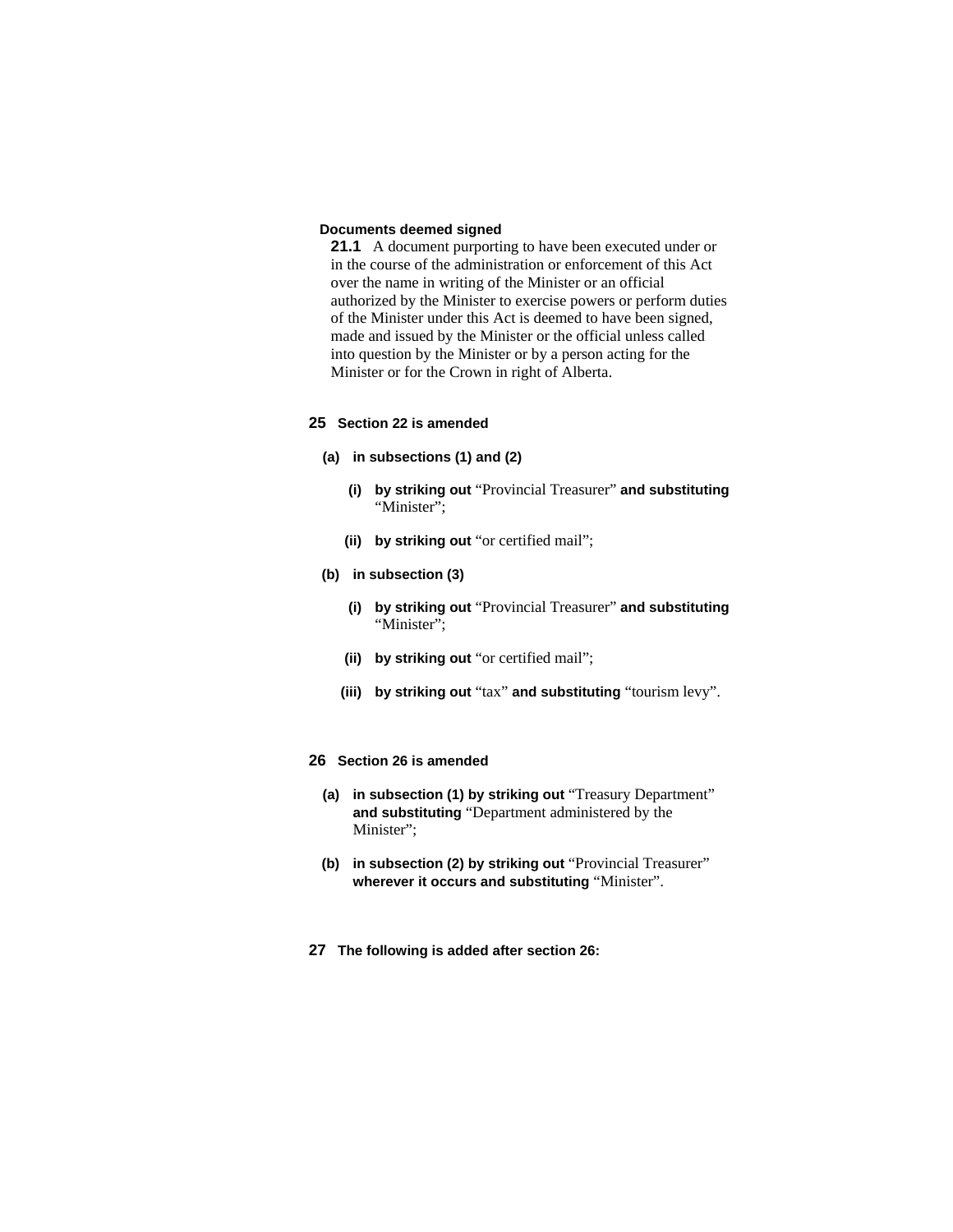**Documents deemed signed**

**21.1** A document purporting to have been executed under or in the course of the administration or enforcement of this Act over the name in writing of the Minister or an official authorized by the Minister to exercise powers or perform duties of the Minister under this Act is deemed to have been signed, made and issued by the Minister or the official unless called into question by the Minister or by a person acting for the Minister or for the Crown in right of Alberta.

**25 Section 22 is amended**

**(a) in subsections (1) and (2)**

**(i) by striking out** "Provincial Treasurer" **and substituting** "Minister";

**(ii) by striking out** "or certified mail";

**(b) in subsection (3)**

**(i) by striking out** "Provincial Treasurer" **and substituting** "Minister";

**(ii) by striking out** "or certified mail";

**(iii) by striking out** "tax" **and substituting** "tourism levy".

**26 Section 26 is amended**

**(a) in subsection (1) by striking out** "Treasury Department" **and substituting** "Department administered by the Minister";

**(b) in subsection (2) by striking out** "Provincial Treasurer" **wherever it occurs and substituting** "Minister".

**27 The following is added after section 26:**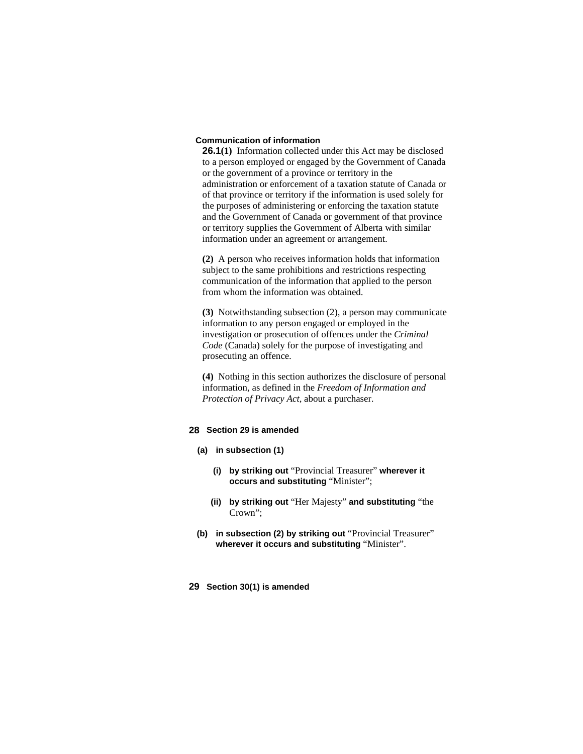**Communication of information**

**26.1(1)** Information collected under this Act may be disclosed to a person employed or engaged by the Government of Canada or the government of a province or territory in the administration or enforcement of a taxation statute of Canada or of that province or territory if the information is used solely for the purposes of administering or enforcing the taxation statute and the Government of Canada or government of that province or territory supplies the Government of Alberta with similar information under an agreement or arrangement.

**(2)** A person who receives information holds that information subject to the same prohibitions and restrictions respecting communication of the information that applied to the person from whom the information was obtained.

**(3)** Notwithstanding subsection (2), a person may communicate information to any person engaged or employed in the investigation or prosecution of offences under the *Criminal Code* (Canada) solely for the purpose of investigating and prosecuting an offence.

**(4)** Nothing in this section authorizes the disclosure of personal information, as defined in the *Freedom of Information and Protection of Privacy Act*, about a purchaser.

**28 Section 29 is amended**

**(a) in subsection (1)**

**(i) by striking out** “Provincial Treasurer” **wherever it occurs and substituting** “Minister”;

**(ii) by striking out** “Her Majesty” **and substituting** “the Crown”;

**(b) in subsection (2) by striking out** “Provincial Treasurer” **wherever it occurs and substituting** “Minister”.

**29 Section 30(1) is amended**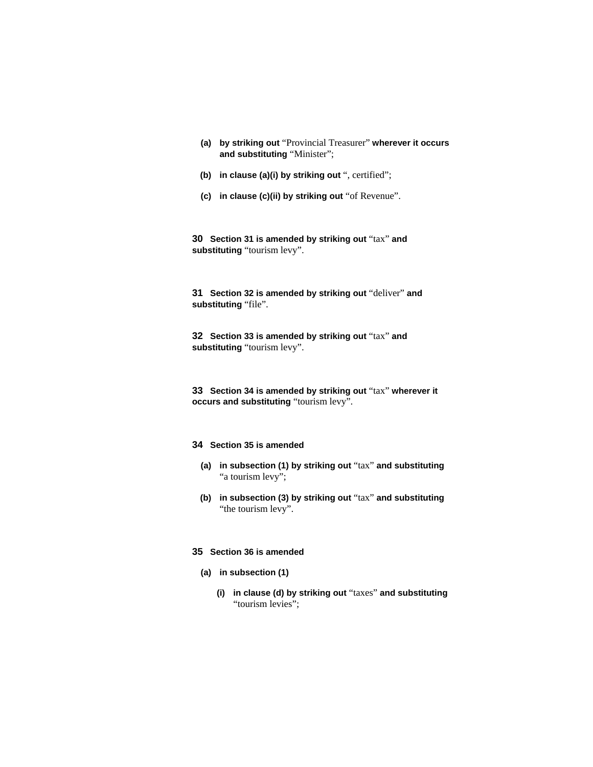(a) **by striking out** "Provincial Treasurer" **wherever it occurs and substituting** "Minister";

(b) **in clause (a)(i) by striking out** ", certified";

(c) **in clause (c)(ii) by striking out** "of Revenue".

**30** **Section 31 is amended by striking out** "tax" **and substituting** "tourism levy".

**31** **Section 32 is amended by striking out** "deliver" **and substituting** "file".

**32** **Section 33 is amended by striking out** "tax" **and substituting** "tourism levy".

**33** **Section 34 is amended by striking out** "tax" **wherever it occurs and substituting** "tourism levy".

**34** **Section 35 is amended**

(a) **in subsection (1) by striking out** "tax" **and substituting** "a tourism levy";

(b) **in subsection (3) by striking out** "tax" **and substituting** "the tourism levy".

**35** **Section 36 is amended**

(a) **in subsection (1)**

(i) **in clause (d) by striking out** "taxes" **and substituting** "tourism levies";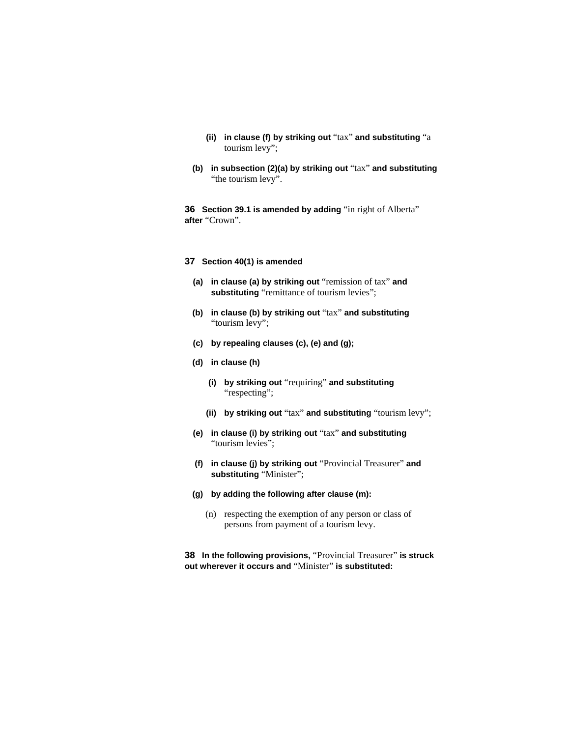(ii) **in clause (f) by striking out** "tax" **and substituting** "a tourism levy";

(b) **in subsection (2)(a) by striking out** "tax" **and substituting** "the tourism levy".

**36 Section 39.1 is amended by adding** "in right of Alberta" **after** "Crown".

**37 Section 40(1) is amended**

(a) **in clause (a) by striking out** "remission of tax" **and substituting** "remittance of tourism levies";

(b) **in clause (b) by striking out** "tax" **and substituting** "tourism levy";

(c) **by repealing clauses (c), (e) and (g);**

(d) **in clause (h)**

(i) **by striking out** "requiring" **and substituting** "respecting";

(ii) **by striking out** "tax" **and substituting** "tourism levy";

(e) **in clause (i) by striking out** "tax" **and substituting** "tourism levies";

(f) **in clause (j) by striking out** "Provincial Treasurer" **and substituting** "Minister";

(g) **by adding the following after clause (m):**

(n) respecting the exemption of any person or class of persons from payment of a tourism levy.

**38 In the following provisions,** "Provincial Treasurer" **is struck out wherever it occurs and** "Minister" **is substituted:**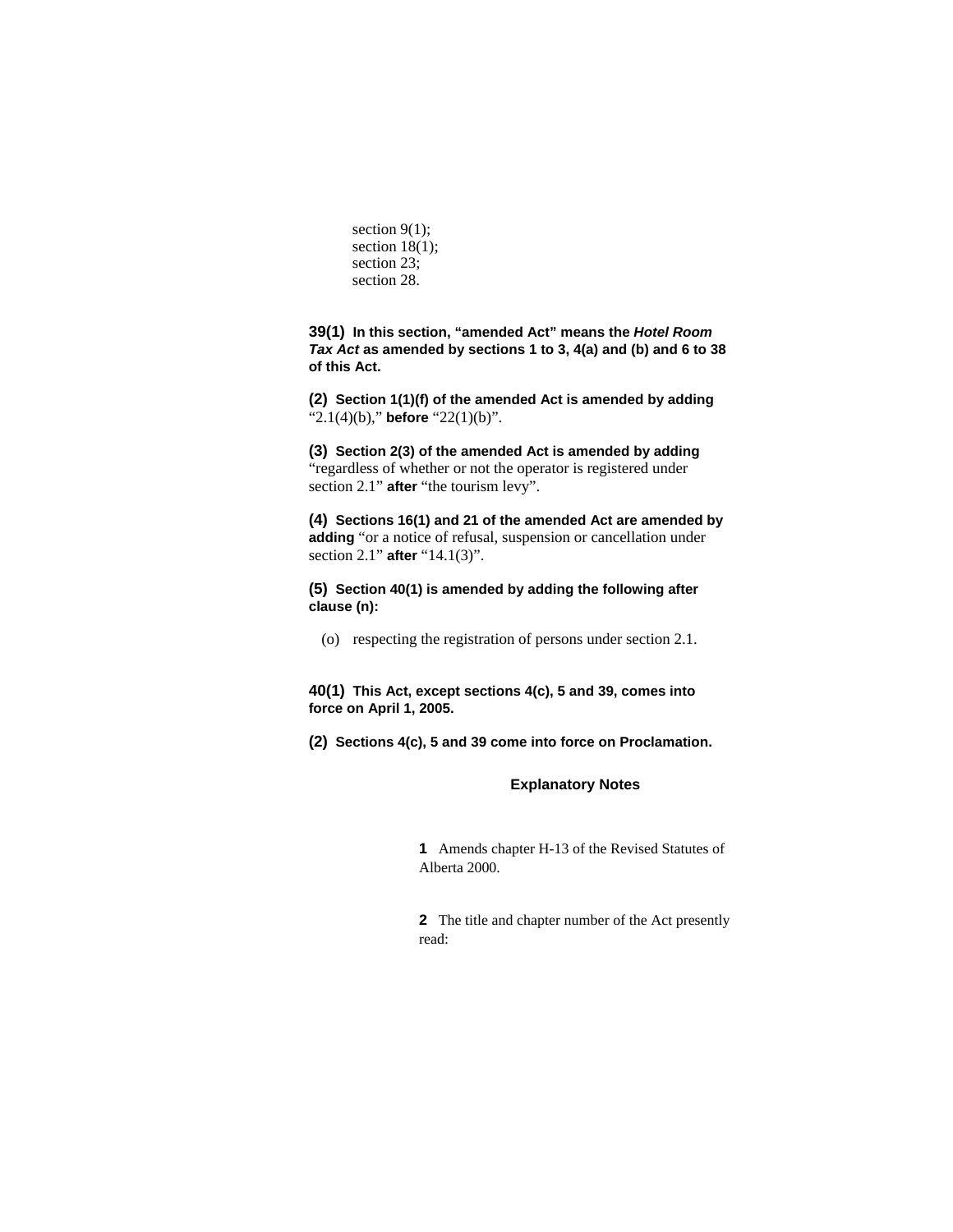section 9(1);
section 18(1);
section 23;
section 28.

**39(1) In this section, "amended Act" means the *Hotel Room Tax Act* as amended by sections 1 to 3, 4(a) and (b) and 6 to 38 of this Act.**

**(2) Section 1(1)(f) of the amended Act is amended by adding** "2.1(4)(b)," **before** "22(1)(b)".

**(3) Section 2(3) of the amended Act is amended by adding** "regardless of whether or not the operator is registered under section 2.1" **after** "the tourism levy".

**(4) Sections 16(1) and 21 of the amended Act are amended by adding** "or a notice of refusal, suspension or cancellation under section 2.1" **after** "14.1(3)".

**(5) Section 40(1) is amended by adding the following after clause (n):**

(o) respecting the registration of persons under section 2.1.

**40(1) This Act, except sections 4(c), 5 and 39, comes into force on April 1, 2005.**

**(2) Sections 4(c), 5 and 39 come into force on Proclamation.**

## Explanatory Notes

**1** Amends chapter H-13 of the Revised Statutes of Alberta 2000.

**2** The title and chapter number of the Act presently read: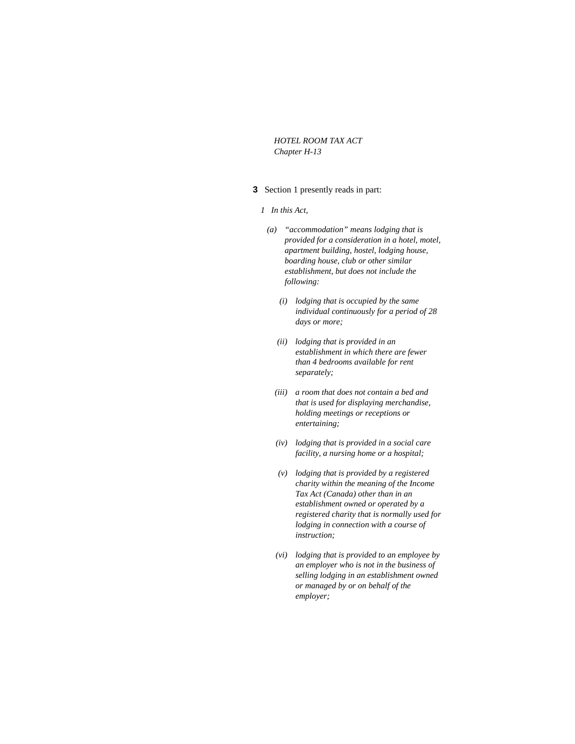*HOTEL ROOM TAX ACT*
*Chapter H-13*

**3** Section 1 presently reads in part:

*1 In this Act,*

*(a) “accommodation” means lodging that is provided for a consideration in a hotel, motel, apartment building, hostel, lodging house, boarding house, club or other similar establishment, but does not include the following:*

*(i) lodging that is occupied by the same individual continuously for a period of 28 days or more;*

*(ii) lodging that is provided in an establishment in which there are fewer than 4 bedrooms available for rent separately;*

*(iii) a room that does not contain a bed and that is used for displaying merchandise, holding meetings or receptions or entertaining;*

*(iv) lodging that is provided in a social care facility, a nursing home or a hospital;*

*(v) lodging that is provided by a registered charity within the meaning of the Income Tax Act (Canada) other than in an establishment owned or operated by a registered charity that is normally used for lodging in connection with a course of instruction;*

*(vi) lodging that is provided to an employee by an employer who is not in the business of selling lodging in an establishment owned or managed by or on behalf of the employer;*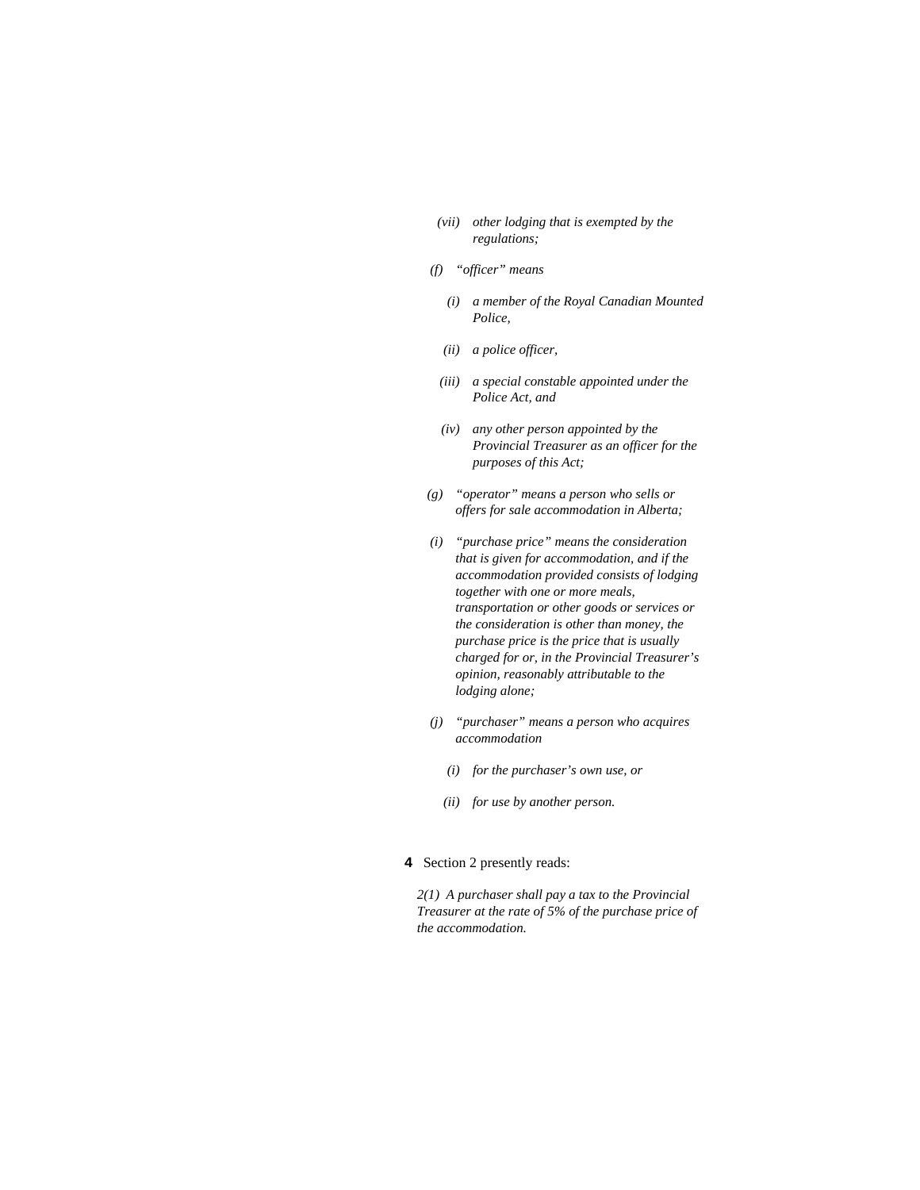*(vii) other lodging that is exempted by the regulations;*

*(f) "officer" means*

*(i) a member of the Royal Canadian Mounted Police,*

*(ii) a police officer,*

*(iii) a special constable appointed under the Police Act, and*

*(iv) any other person appointed by the Provincial Treasurer as an officer for the purposes of this Act;*

*(g) "operator" means a person who sells or offers for sale accommodation in Alberta;*

*(i) "purchase price" means the consideration that is given for accommodation, and if the accommodation provided consists of lodging together with one or more meals, transportation or other goods or services or the consideration is other than money, the purchase price is the price that is usually charged for or, in the Provincial Treasurer's opinion, reasonably attributable to the lodging alone;*

*(j) "purchaser" means a person who acquires accommodation*

*(i) for the purchaser's own use, or*

*(ii) for use by another person.*

**4** Section 2 presently reads:

*2(1) A purchaser shall pay a tax to the Provincial Treasurer at the rate of 5% of the purchase price of the accommodation.*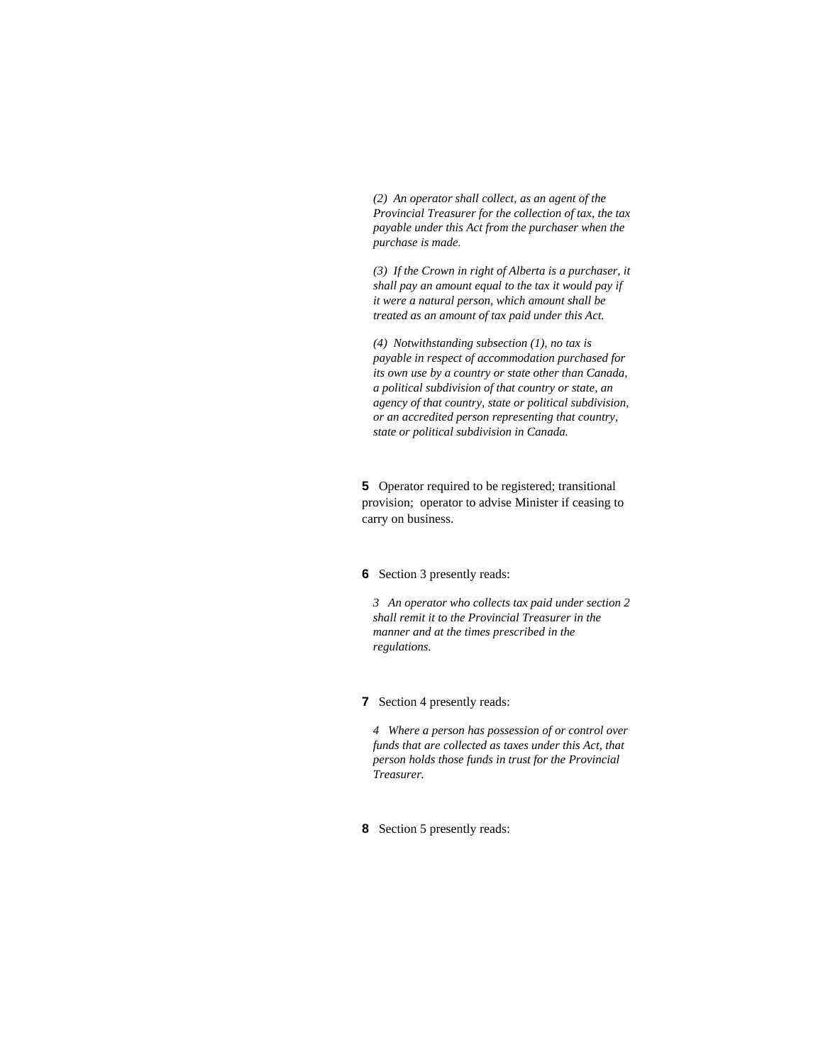*(2) An operator shall collect, as an agent of the Provincial Treasurer for the collection of tax, the tax payable under this Act from the purchaser when the purchase is made.*

*(3) If the Crown in right of Alberta is a purchaser, it shall pay an amount equal to the tax it would pay if it were a natural person, which amount shall be treated as an amount of tax paid under this Act.*

*(4) Notwithstanding subsection (1), no tax is payable in respect of accommodation purchased for its own use by a country or state other than Canada, a political subdivision of that country or state, an agency of that country, state or political subdivision, or an accredited person representing that country, state or political subdivision in Canada.*

**5** Operator required to be registered; transitional provision; operator to advise Minister if ceasing to carry on business.

**6** Section 3 presently reads:

*3 An operator who collects tax paid under section 2 shall remit it to the Provincial Treasurer in the manner and at the times prescribed in the regulations.*

**7** Section 4 presently reads:

*4 Where a person has possession of or control over funds that are collected as taxes under this Act, that person holds those funds in trust for the Provincial Treasurer.*

**8** Section 5 presently reads: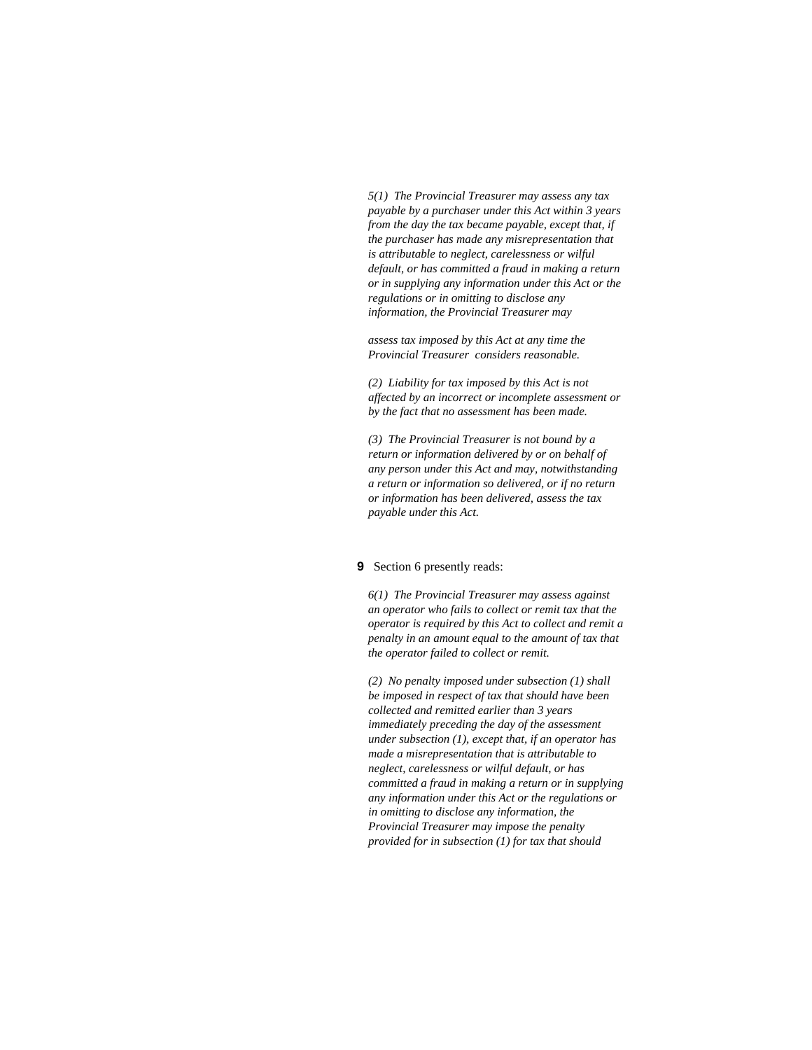*5(1) The Provincial Treasurer may assess any tax payable by a purchaser under this Act within 3 years from the day the tax became payable, except that, if the purchaser has made any misrepresentation that is attributable to neglect, carelessness or wilful default, or has committed a fraud in making a return or in supplying any information under this Act or the regulations or in omitting to disclose any information, the Provincial Treasurer may*

*assess tax imposed by this Act at any time the Provincial Treasurer considers reasonable.*

*(2) Liability for tax imposed by this Act is not affected by an incorrect or incomplete assessment or by the fact that no assessment has been made.*

*(3) The Provincial Treasurer is not bound by a return or information delivered by or on behalf of any person under this Act and may, notwithstanding a return or information so delivered, or if no return or information has been delivered, assess the tax payable under this Act.*

**9** Section 6 presently reads:

*6(1) The Provincial Treasurer may assess against an operator who fails to collect or remit tax that the operator is required by this Act to collect and remit a penalty in an amount equal to the amount of tax that the operator failed to collect or remit.*

*(2) No penalty imposed under subsection (1) shall be imposed in respect of tax that should have been collected and remitted earlier than 3 years immediately preceding the day of the assessment under subsection (1), except that, if an operator has made a misrepresentation that is attributable to neglect, carelessness or wilful default, or has committed a fraud in making a return or in supplying any information under this Act or the regulations or in omitting to disclose any information, the Provincial Treasurer may impose the penalty provided for in subsection (1) for tax that should*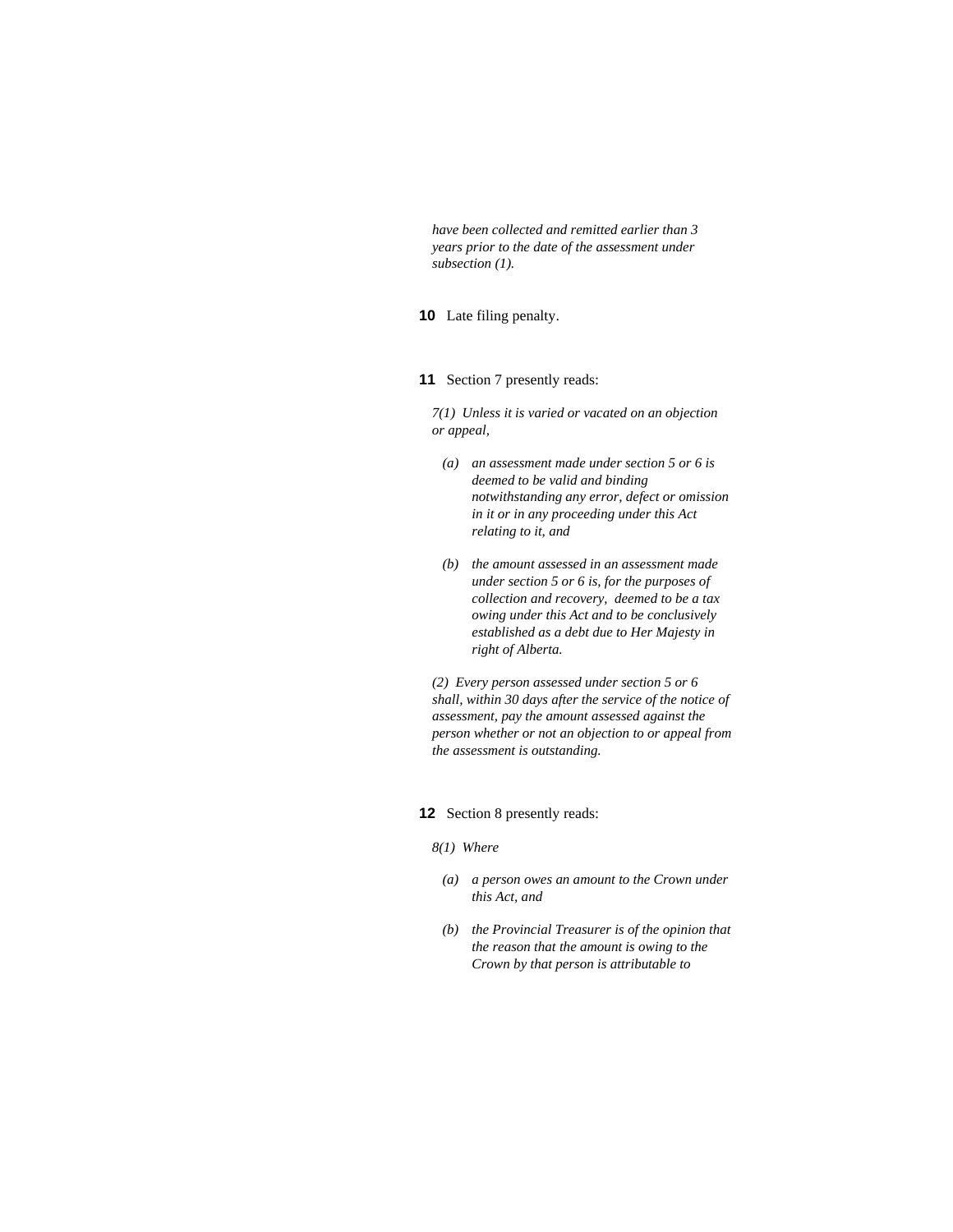*have been collected and remitted earlier than 3 years prior to the date of the assessment under subsection (1).*

**10** Late filing penalty.

**11** Section 7 presently reads:

*7(1) Unless it is varied or vacated on an objection or appeal,*

*(a) an assessment made under section 5 or 6 is deemed to be valid and binding notwithstanding any error, defect or omission in it or in any proceeding under this Act relating to it, and*

*(b) the amount assessed in an assessment made under section 5 or 6 is, for the purposes of collection and recovery, deemed to be a tax owing under this Act and to be conclusively established as a debt due to Her Majesty in right of Alberta.*

*(2) Every person assessed under section 5 or 6 shall, within 30 days after the service of the notice of assessment, pay the amount assessed against the person whether or not an objection to or appeal from the assessment is outstanding.*

**12** Section 8 presently reads:

*8(1) Where*

*(a) a person owes an amount to the Crown under this Act, and*

*(b) the Provincial Treasurer is of the opinion that the reason that the amount is owing to the Crown by that person is attributable to*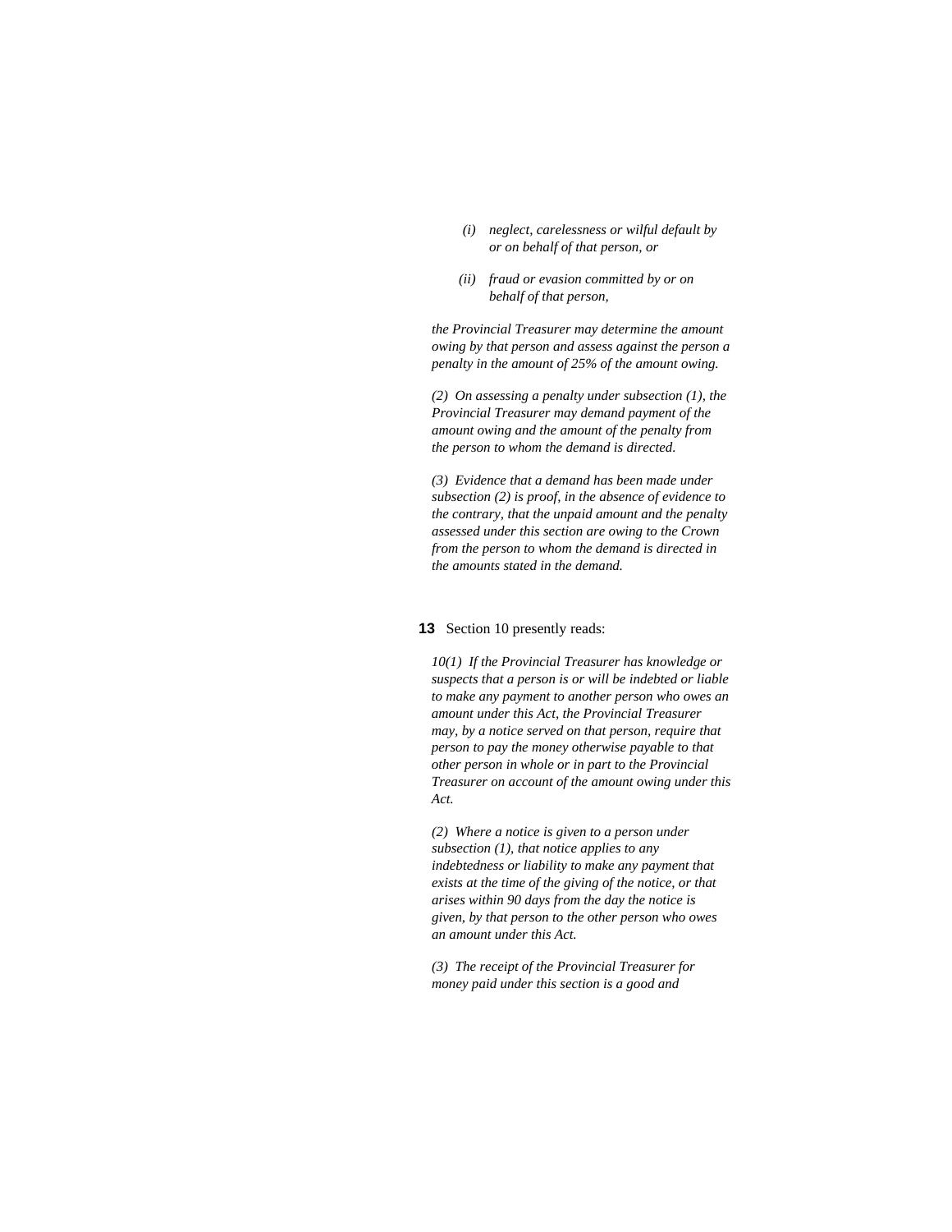*(i) neglect, carelessness or wilful default by or on behalf of that person, or*

*(ii) fraud or evasion committed by or on behalf of that person,*

*the Provincial Treasurer may determine the amount owing by that person and assess against the person a penalty in the amount of 25% of the amount owing.*

*(2) On assessing a penalty under subsection (1), the Provincial Treasurer may demand payment of the amount owing and the amount of the penalty from the person to whom the demand is directed.*

*(3) Evidence that a demand has been made under subsection (2) is proof, in the absence of evidence to the contrary, that the unpaid amount and the penalty assessed under this section are owing to the Crown from the person to whom the demand is directed in the amounts stated in the demand.*

**13** Section 10 presently reads:

*10(1) If the Provincial Treasurer has knowledge or suspects that a person is or will be indebted or liable to make any payment to another person who owes an amount under this Act, the Provincial Treasurer may, by a notice served on that person, require that person to pay the money otherwise payable to that other person in whole or in part to the Provincial Treasurer on account of the amount owing under this Act.*

*(2) Where a notice is given to a person under subsection (1), that notice applies to any indebtedness or liability to make any payment that exists at the time of the giving of the notice, or that arises within 90 days from the day the notice is given, by that person to the other person who owes an amount under this Act.*

*(3) The receipt of the Provincial Treasurer for money paid under this section is a good and*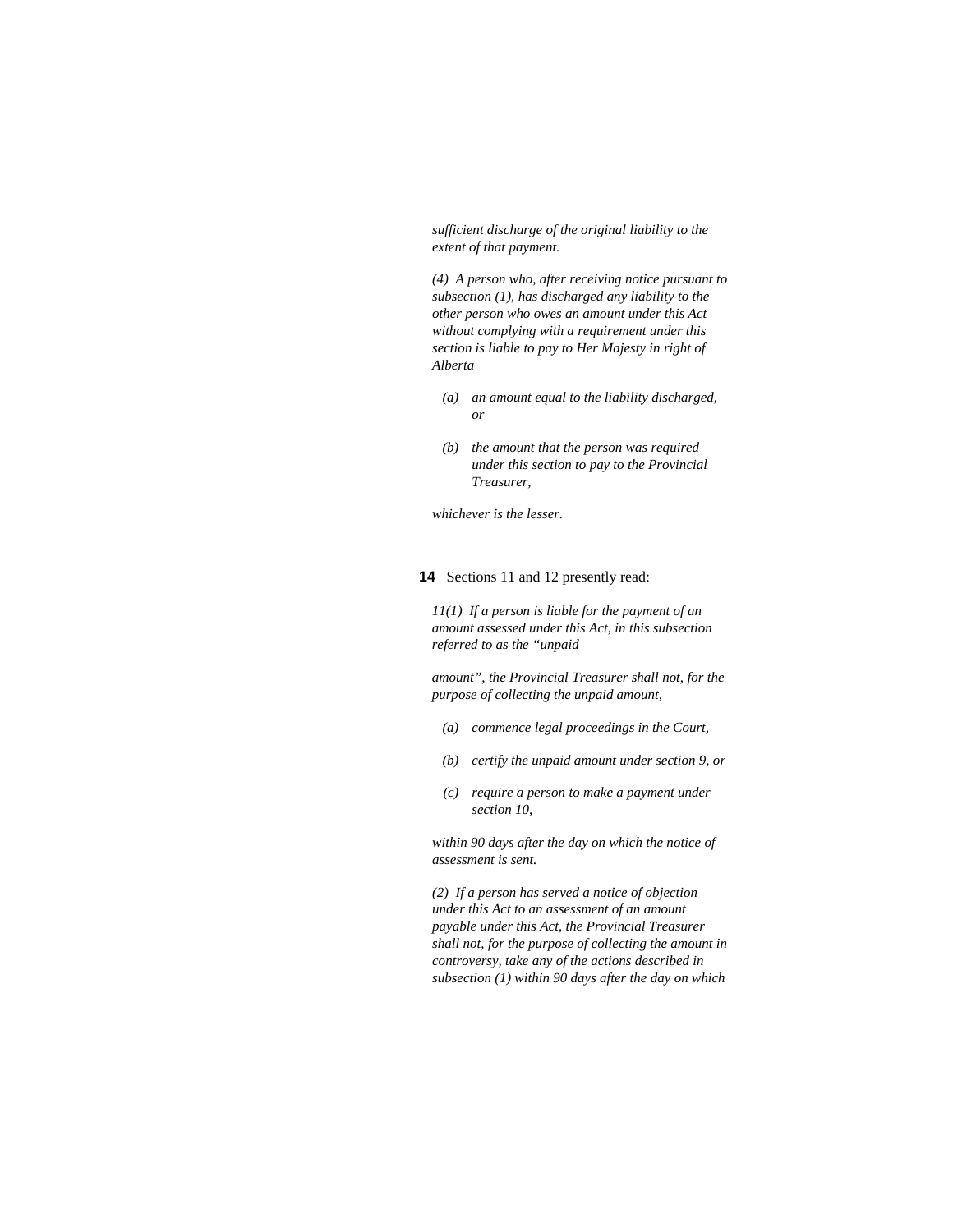*sufficient discharge of the original liability to the extent of that payment.*

*(4) A person who, after receiving notice pursuant to subsection (1), has discharged any liability to the other person who owes an amount under this Act without complying with a requirement under this section is liable to pay to Her Majesty in right of Alberta*

*(a) an amount equal to the liability discharged, or*

*(b) the amount that the person was required under this section to pay to the Provincial Treasurer,*

*whichever is the lesser.*

**14** Sections 11 and 12 presently read:

*11(1) If a person is liable for the payment of an amount assessed under this Act, in this subsection referred to as the "unpaid amount", the Provincial Treasurer shall not, for the purpose of collecting the unpaid amount,*

*(a) commence legal proceedings in the Court,*

*(b) certify the unpaid amount under section 9, or*

*(c) require a person to make a payment under section 10,*

*within 90 days after the day on which the notice of assessment is sent.*

*(2) If a person has served a notice of objection under this Act to an assessment of an amount payable under this Act, the Provincial Treasurer shall not, for the purpose of collecting the amount in controversy, take any of the actions described in subsection (1) within 90 days after the day on which*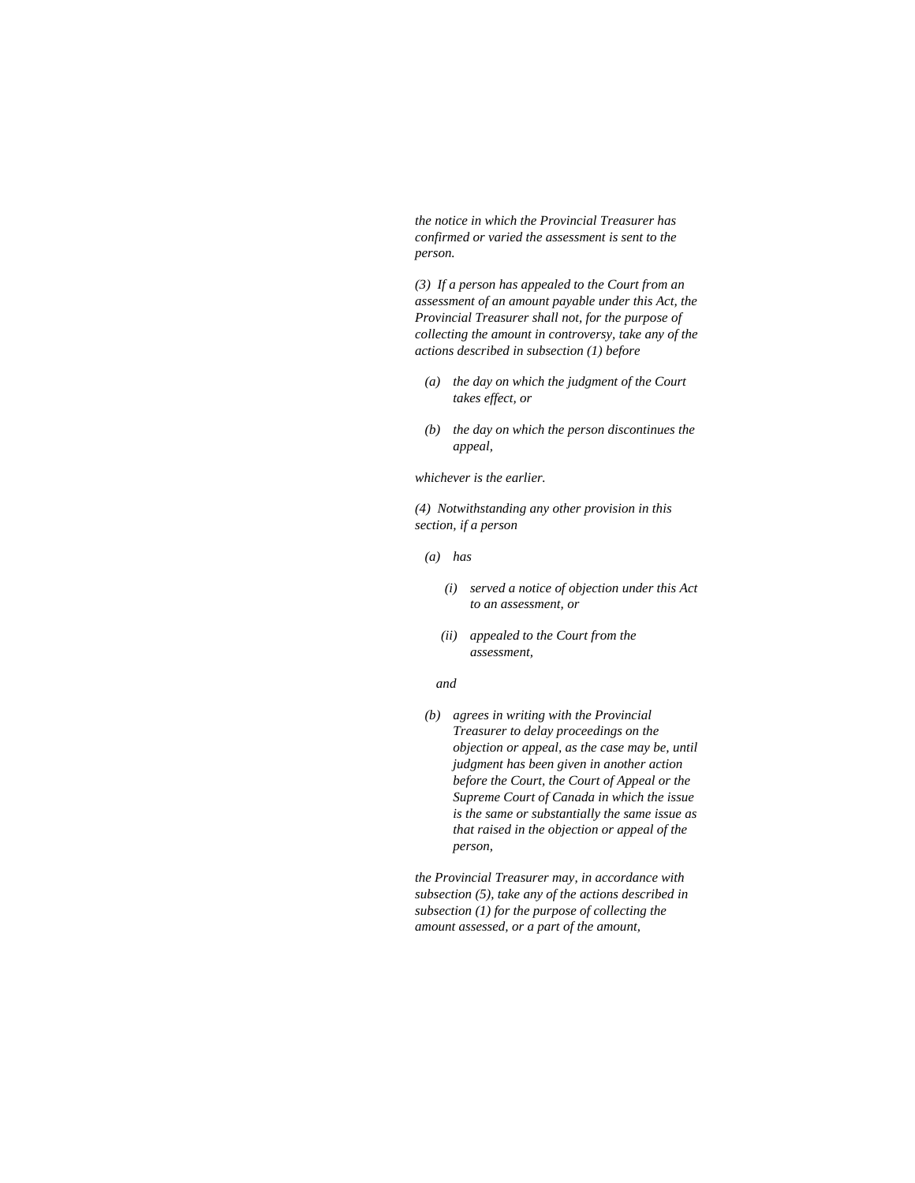*the notice in which the Provincial Treasurer has confirmed or varied the assessment is sent to the person.*

*(3) If a person has appealed to the Court from an assessment of an amount payable under this Act, the Provincial Treasurer shall not, for the purpose of collecting the amount in controversy, take any of the actions described in subsection (1) before*

- *(a) the day on which the judgment of the Court takes effect, or*
- *(b) the day on which the person discontinues the appeal,*

*whichever is the earlier.*

*(4) Notwithstanding any other provision in this section, if a person*

- *(a) has*
  - *(i) served a notice of objection under this Act to an assessment, or*
  - *(ii) appealed to the Court from the assessment,*

  *and*
- *(b) agrees in writing with the Provincial Treasurer to delay proceedings on the objection or appeal, as the case may be, until judgment has been given in another action before the Court, the Court of Appeal or the Supreme Court of Canada in which the issue is the same or substantially the same issue as that raised in the objection or appeal of the person,*

*the Provincial Treasurer may, in accordance with subsection (5), take any of the actions described in subsection (1) for the purpose of collecting the amount assessed, or a part of the amount,*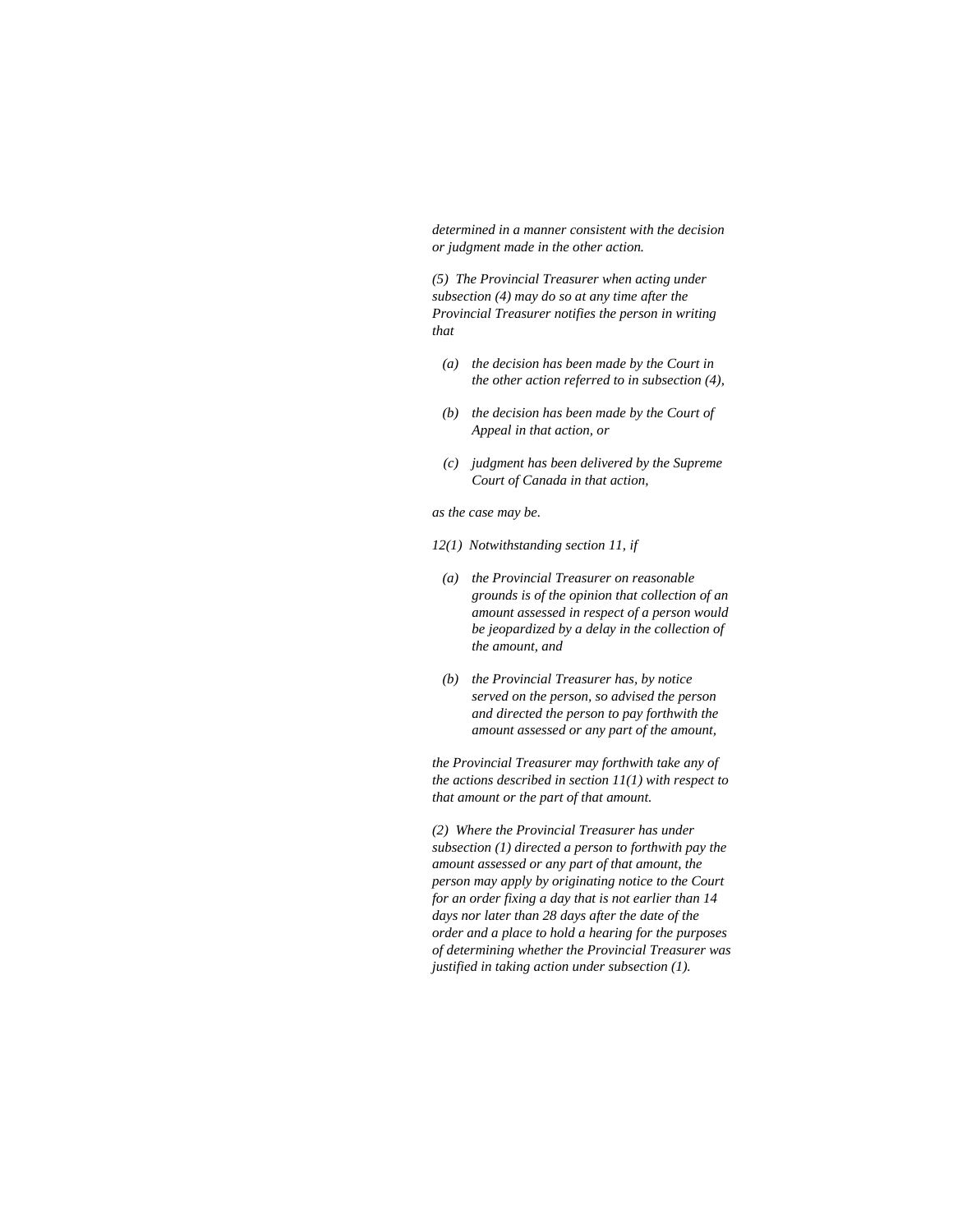*determined in a manner consistent with the decision or judgment made in the other action.*

*(5) The Provincial Treasurer when acting under subsection (4) may do so at any time after the Provincial Treasurer notifies the person in writing that*

- *(a) the decision has been made by the Court in the other action referred to in subsection (4),*
- *(b) the decision has been made by the Court of Appeal in that action, or*
- *(c) judgment has been delivered by the Supreme Court of Canada in that action,*

*as the case may be.*

*12(1) Notwithstanding section 11, if*

- *(a) the Provincial Treasurer on reasonable grounds is of the opinion that collection of an amount assessed in respect of a person would be jeopardized by a delay in the collection of the amount, and*
- *(b) the Provincial Treasurer has, by notice served on the person, so advised the person and directed the person to pay forthwith the amount assessed or any part of the amount,*

*the Provincial Treasurer may forthwith take any of the actions described in section 11(1) with respect to that amount or the part of that amount.*

*(2) Where the Provincial Treasurer has under subsection (1) directed a person to forthwith pay the amount assessed or any part of that amount, the person may apply by originating notice to the Court for an order fixing a day that is not earlier than 14 days nor later than 28 days after the date of the order and a place to hold a hearing for the purposes of determining whether the Provincial Treasurer was justified in taking action under subsection (1).*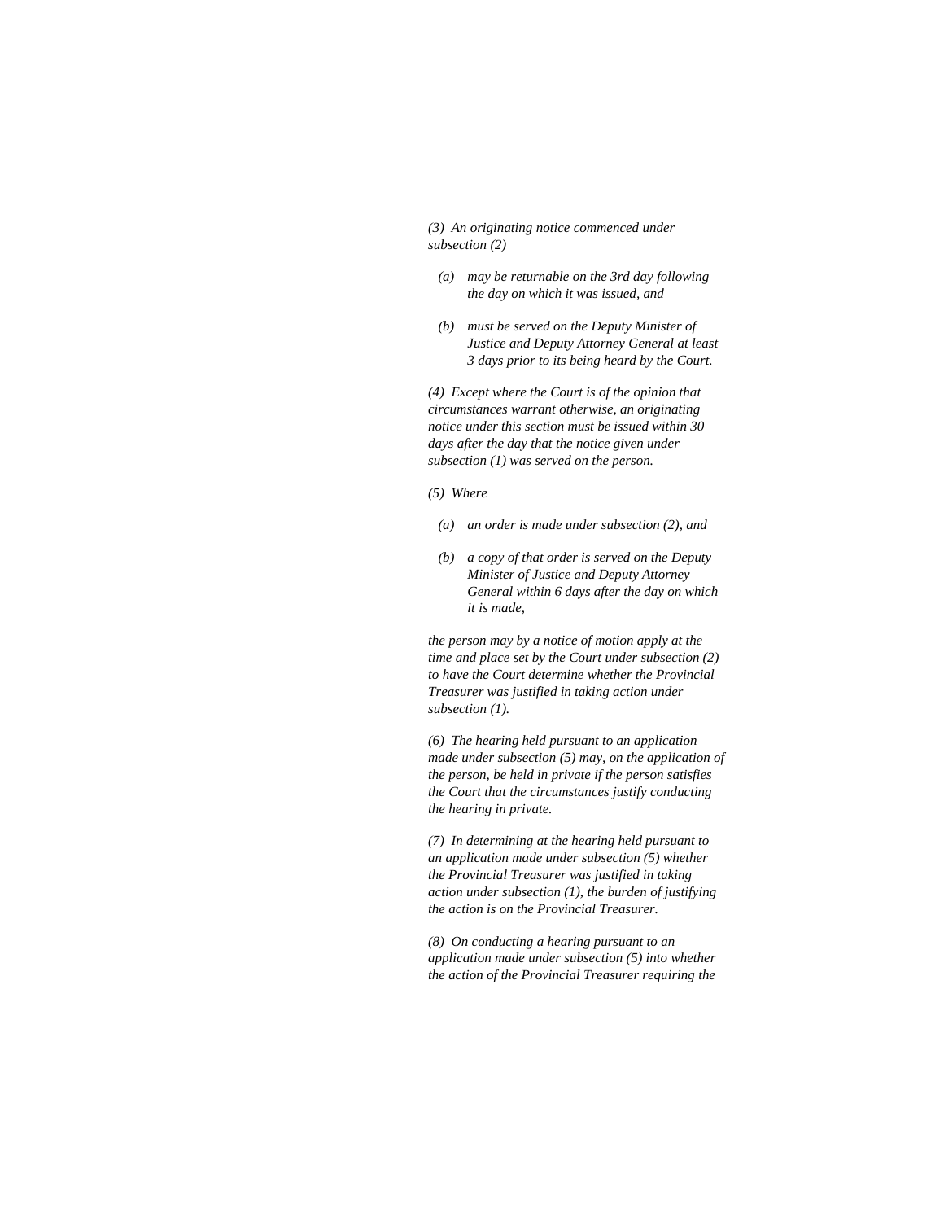*(3) An originating notice commenced under subsection (2)*

*(a) may be returnable on the 3rd day following the day on which it was issued, and*

*(b) must be served on the Deputy Minister of Justice and Deputy Attorney General at least 3 days prior to its being heard by the Court.*

*(4) Except where the Court is of the opinion that circumstances warrant otherwise, an originating notice under this section must be issued within 30 days after the day that the notice given under subsection (1) was served on the person.*

*(5) Where*

*(a) an order is made under subsection (2), and*

*(b) a copy of that order is served on the Deputy Minister of Justice and Deputy Attorney General within 6 days after the day on which it is made,*

*the person may by a notice of motion apply at the time and place set by the Court under subsection (2) to have the Court determine whether the Provincial Treasurer was justified in taking action under subsection (1).*

*(6) The hearing held pursuant to an application made under subsection (5) may, on the application of the person, be held in private if the person satisfies the Court that the circumstances justify conducting the hearing in private.*

*(7) In determining at the hearing held pursuant to an application made under subsection (5) whether the Provincial Treasurer was justified in taking action under subsection (1), the burden of justifying the action is on the Provincial Treasurer.*

*(8) On conducting a hearing pursuant to an application made under subsection (5) into whether the action of the Provincial Treasurer requiring the*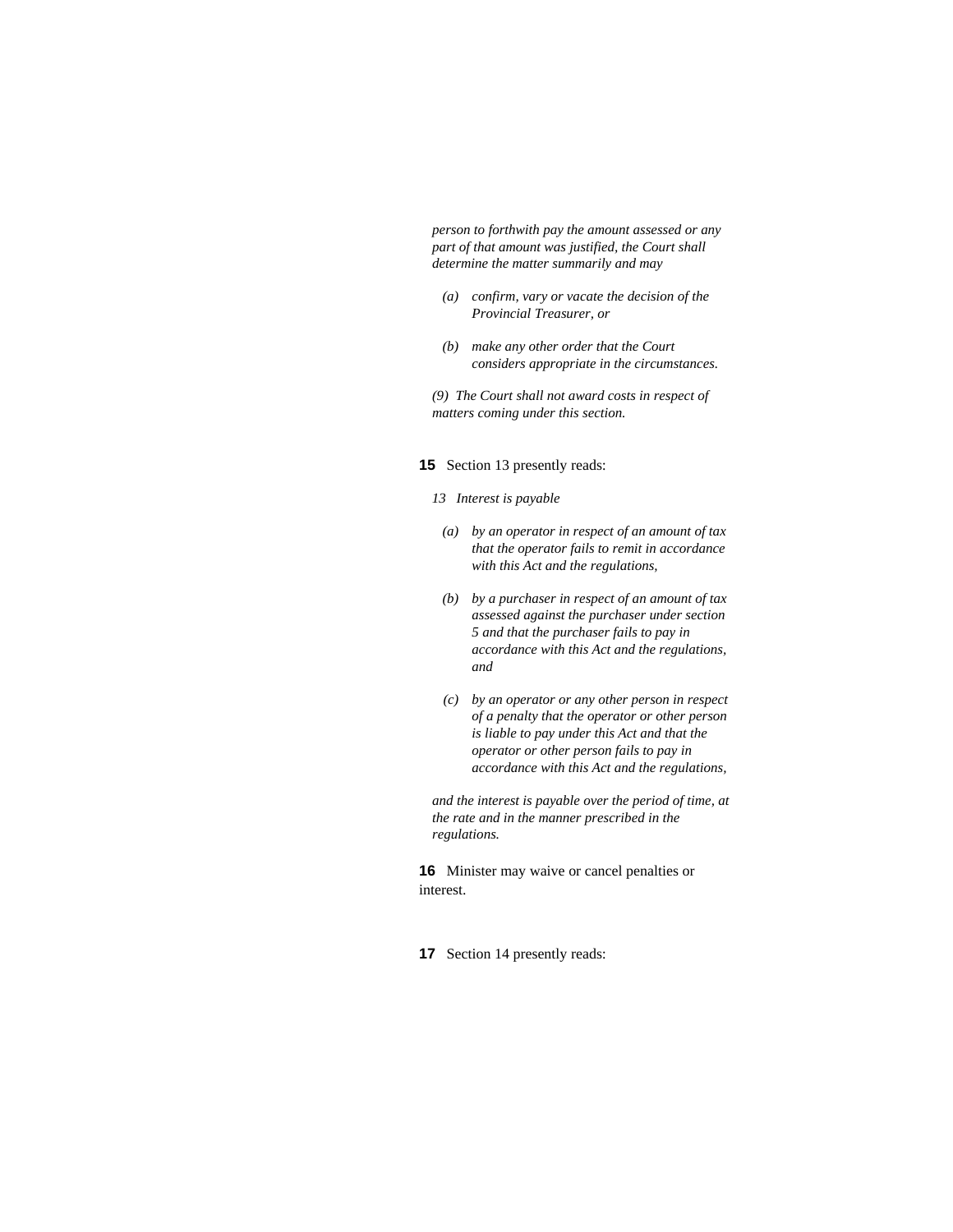*person to forthwith pay the amount assessed or any part of that amount was justified, the Court shall determine the matter summarily and may*

*(a) confirm, vary or vacate the decision of the Provincial Treasurer, or*

*(b) make any other order that the Court considers appropriate in the circumstances.*

*(9) The Court shall not award costs in respect of matters coming under this section.*

**15** Section 13 presently reads:

*13 Interest is payable*

*(a) by an operator in respect of an amount of tax that the operator fails to remit in accordance with this Act and the regulations,*

*(b) by a purchaser in respect of an amount of tax assessed against the purchaser under section 5 and that the purchaser fails to pay in accordance with this Act and the regulations, and*

*(c) by an operator or any other person in respect of a penalty that the operator or other person is liable to pay under this Act and that the operator or other person fails to pay in accordance with this Act and the regulations,*

*and the interest is payable over the period of time, at the rate and in the manner prescribed in the regulations.*

**16** Minister may waive or cancel penalties or interest.

**17** Section 14 presently reads: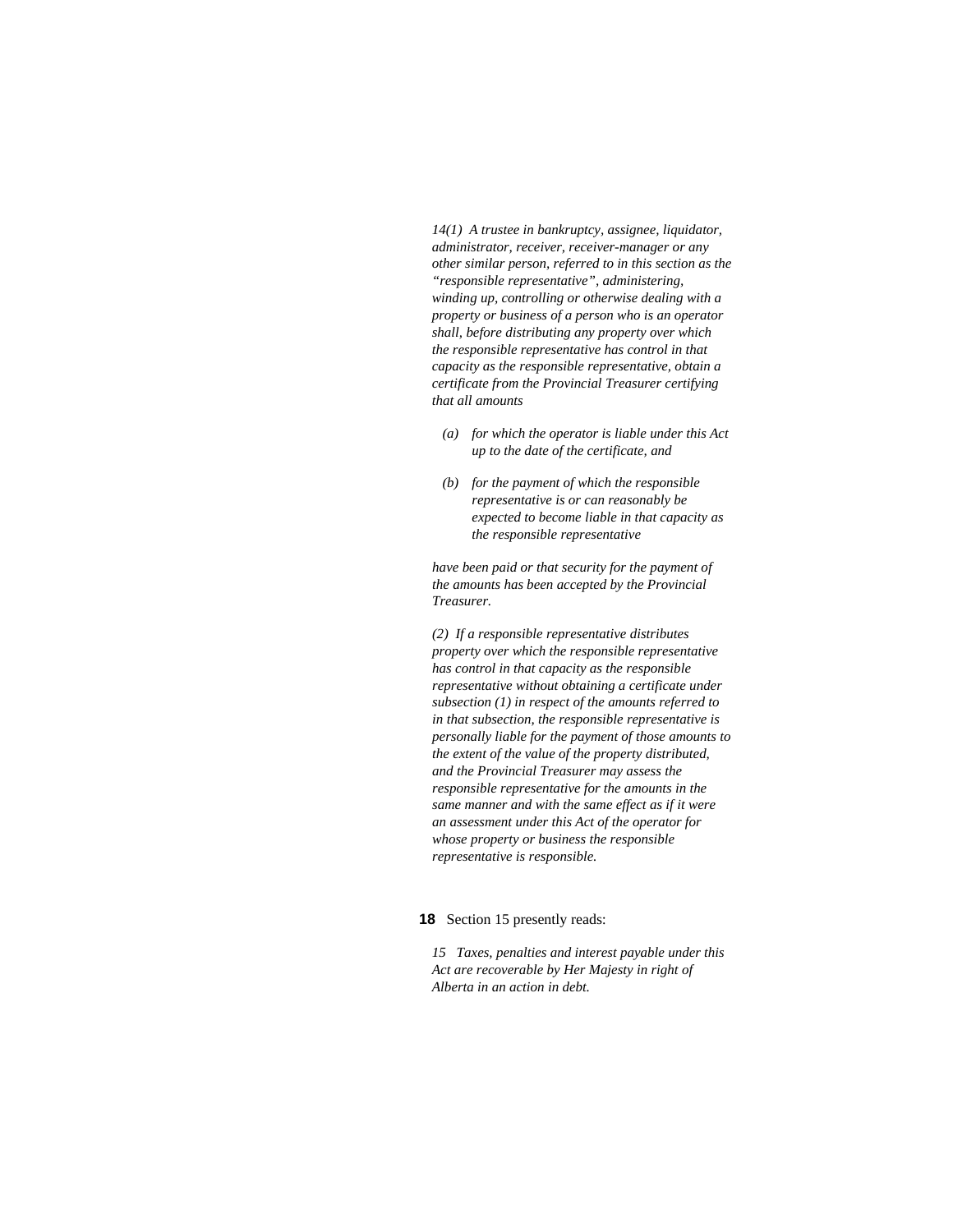*14(1) A trustee in bankruptcy, assignee, liquidator, administrator, receiver, receiver-manager or any other similar person, referred to in this section as the "responsible representative", administering, winding up, controlling or otherwise dealing with a property or business of a person who is an operator shall, before distributing any property over which the responsible representative has control in that capacity as the responsible representative, obtain a certificate from the Provincial Treasurer certifying that all amounts*

- *(a) for which the operator is liable under this Act up to the date of the certificate, and*
- *(b) for the payment of which the responsible representative is or can reasonably be expected to become liable in that capacity as the responsible representative*

*have been paid or that security for the payment of the amounts has been accepted by the Provincial Treasurer.*

*(2) If a responsible representative distributes property over which the responsible representative has control in that capacity as the responsible representative without obtaining a certificate under subsection (1) in respect of the amounts referred to in that subsection, the responsible representative is personally liable for the payment of those amounts to the extent of the value of the property distributed, and the Provincial Treasurer may assess the responsible representative for the amounts in the same manner and with the same effect as if it were an assessment under this Act of the operator for whose property or business the responsible representative is responsible.*

**18** Section 15 presently reads:

*15 Taxes, penalties and interest payable under this Act are recoverable by Her Majesty in right of Alberta in an action in debt.*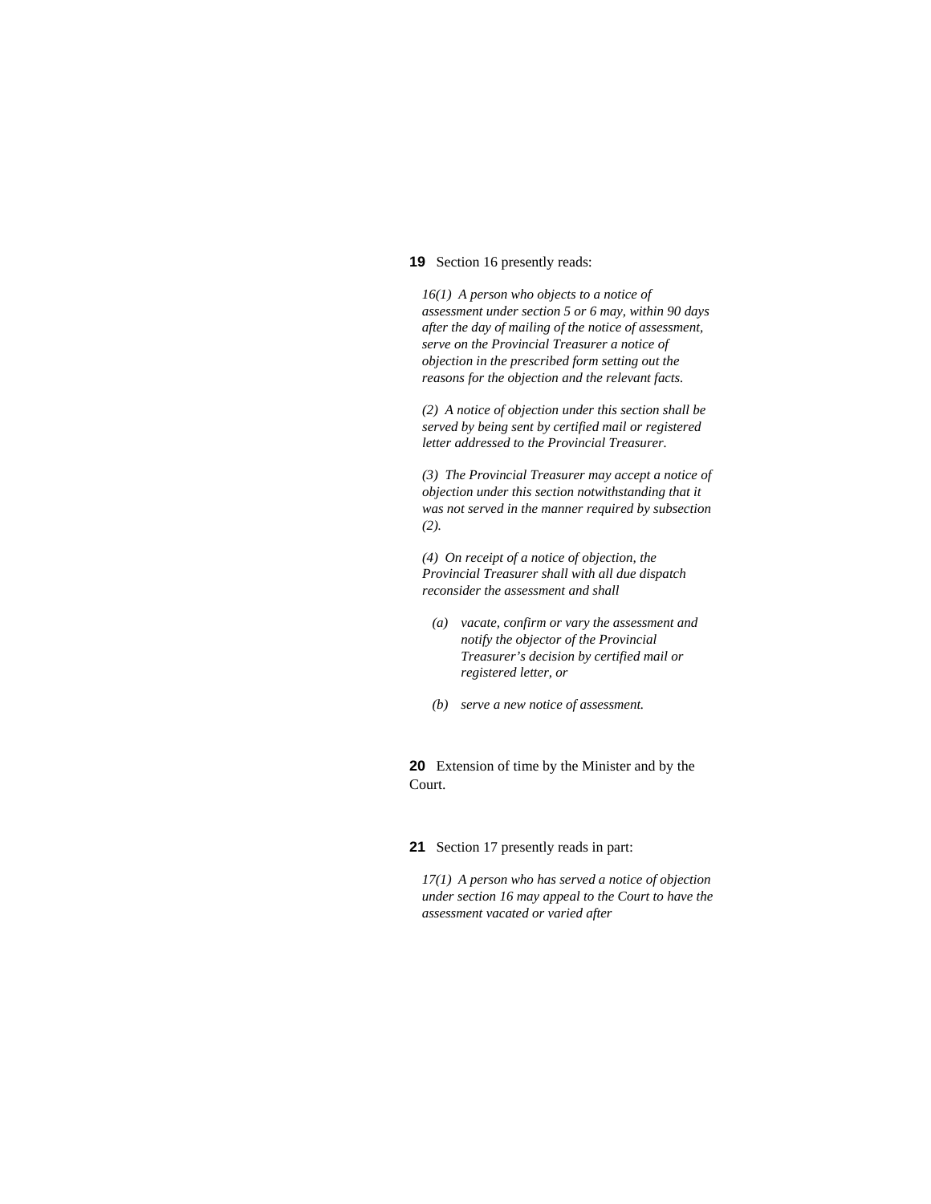**19** Section 16 presently reads:

*16(1) A person who objects to a notice of assessment under section 5 or 6 may, within 90 days after the day of mailing of the notice of assessment, serve on the Provincial Treasurer a notice of objection in the prescribed form setting out the reasons for the objection and the relevant facts.*

*(2) A notice of objection under this section shall be served by being sent by certified mail or registered letter addressed to the Provincial Treasurer.*

*(3) The Provincial Treasurer may accept a notice of objection under this section notwithstanding that it was not served in the manner required by subsection (2).*

*(4) On receipt of a notice of objection, the Provincial Treasurer shall with all due dispatch reconsider the assessment and shall*

*(a) vacate, confirm or vary the assessment and notify the objector of the Provincial Treasurer's decision by certified mail or registered letter, or*

*(b) serve a new notice of assessment.*

**20** Extension of time by the Minister and by the Court.

**21** Section 17 presently reads in part:

*17(1) A person who has served a notice of objection under section 16 may appeal to the Court to have the assessment vacated or varied after*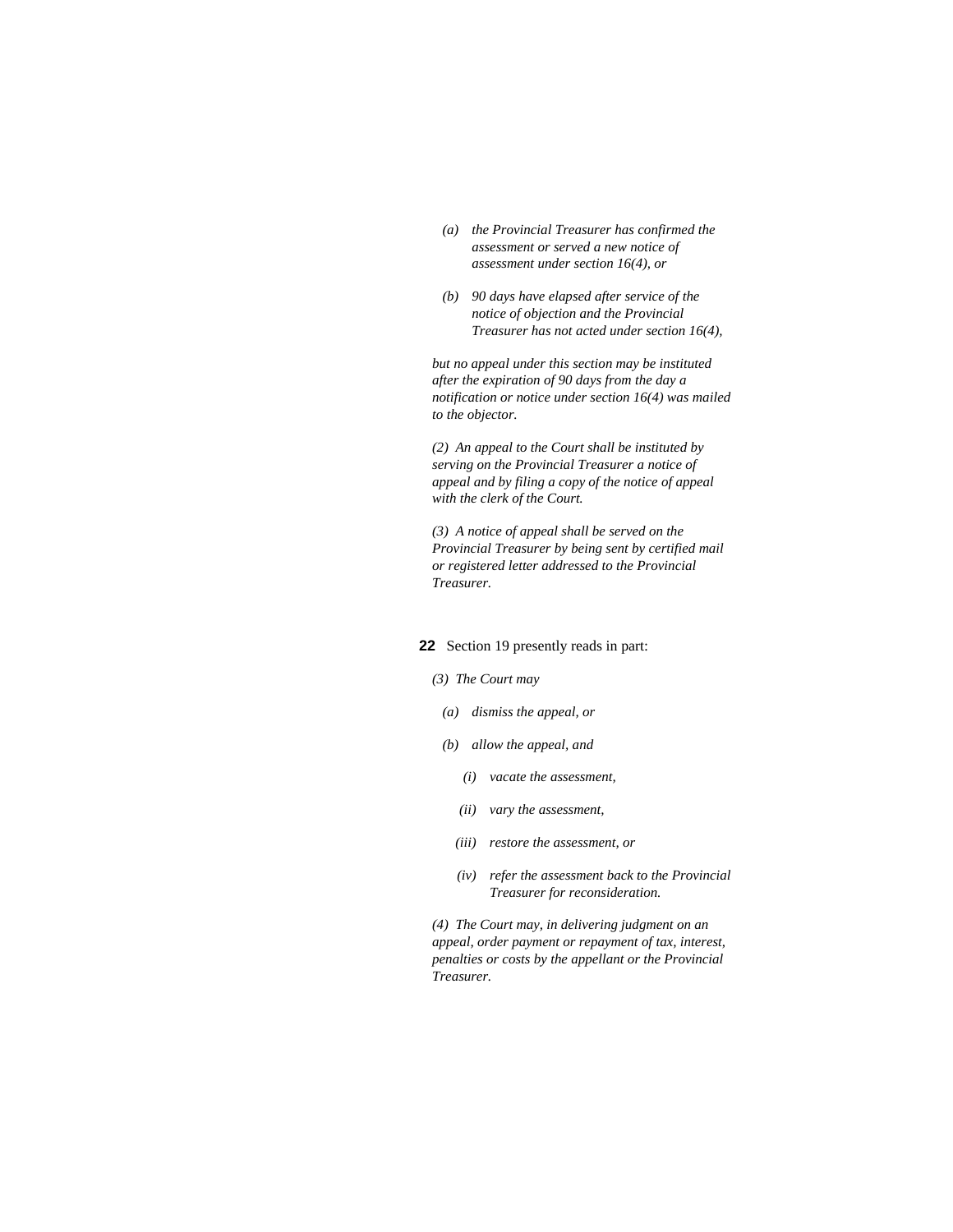*(a) the Provincial Treasurer has confirmed the assessment or served a new notice of assessment under section 16(4), or*

*(b) 90 days have elapsed after service of the notice of objection and the Provincial Treasurer has not acted under section 16(4),*

*but no appeal under this section may be instituted after the expiration of 90 days from the day a notification or notice under section 16(4) was mailed to the objector.*

*(2) An appeal to the Court shall be instituted by serving on the Provincial Treasurer a notice of appeal and by filing a copy of the notice of appeal with the clerk of the Court.*

*(3) A notice of appeal shall be served on the Provincial Treasurer by being sent by certified mail or registered letter addressed to the Provincial Treasurer.*

**22** Section 19 presently reads in part:

*(3) The Court may*

*(a) dismiss the appeal, or*

*(b) allow the appeal, and*

*(i) vacate the assessment,*

*(ii) vary the assessment,*

*(iii) restore the assessment, or*

*(iv) refer the assessment back to the Provincial Treasurer for reconsideration.*

*(4) The Court may, in delivering judgment on an appeal, order payment or repayment of tax, interest, penalties or costs by the appellant or the Provincial Treasurer.*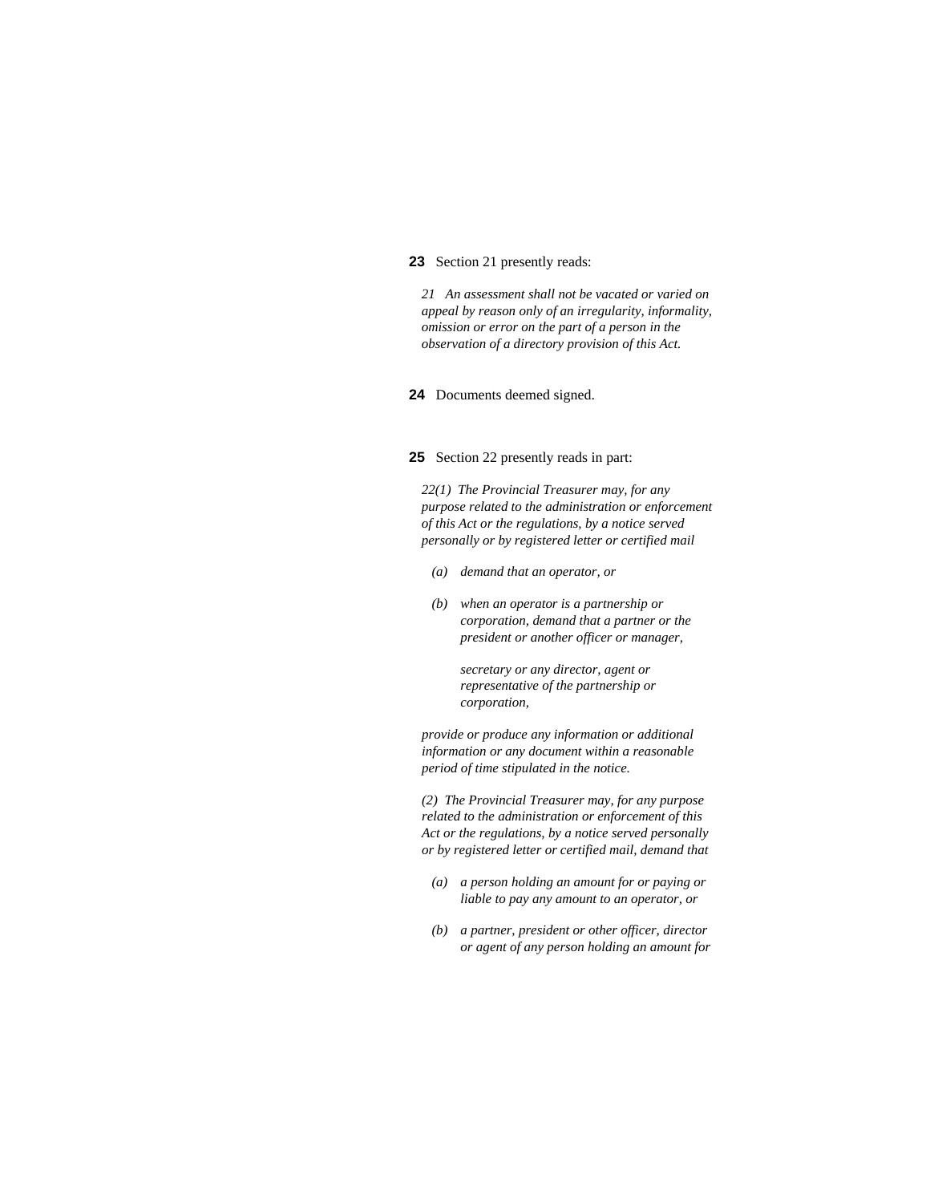**23** Section 21 presently reads:

*21 An assessment shall not be vacated or varied on appeal by reason only of an irregularity, informality, omission or error on the part of a person in the observation of a directory provision of this Act.*

**24** Documents deemed signed.

**25** Section 22 presently reads in part:

*22(1) The Provincial Treasurer may, for any purpose related to the administration or enforcement of this Act or the regulations, by a notice served personally or by registered letter or certified mail*

*(a) demand that an operator, or*

*(b) when an operator is a partnership or corporation, demand that a partner or the president or another officer or manager,*

*secretary or any director, agent or representative of the partnership or corporation,*

*provide or produce any information or additional information or any document within a reasonable period of time stipulated in the notice.*

*(2) The Provincial Treasurer may, for any purpose related to the administration or enforcement of this Act or the regulations, by a notice served personally or by registered letter or certified mail, demand that*

*(a) a person holding an amount for or paying or liable to pay any amount to an operator, or*

*(b) a partner, president or other officer, director or agent of any person holding an amount for*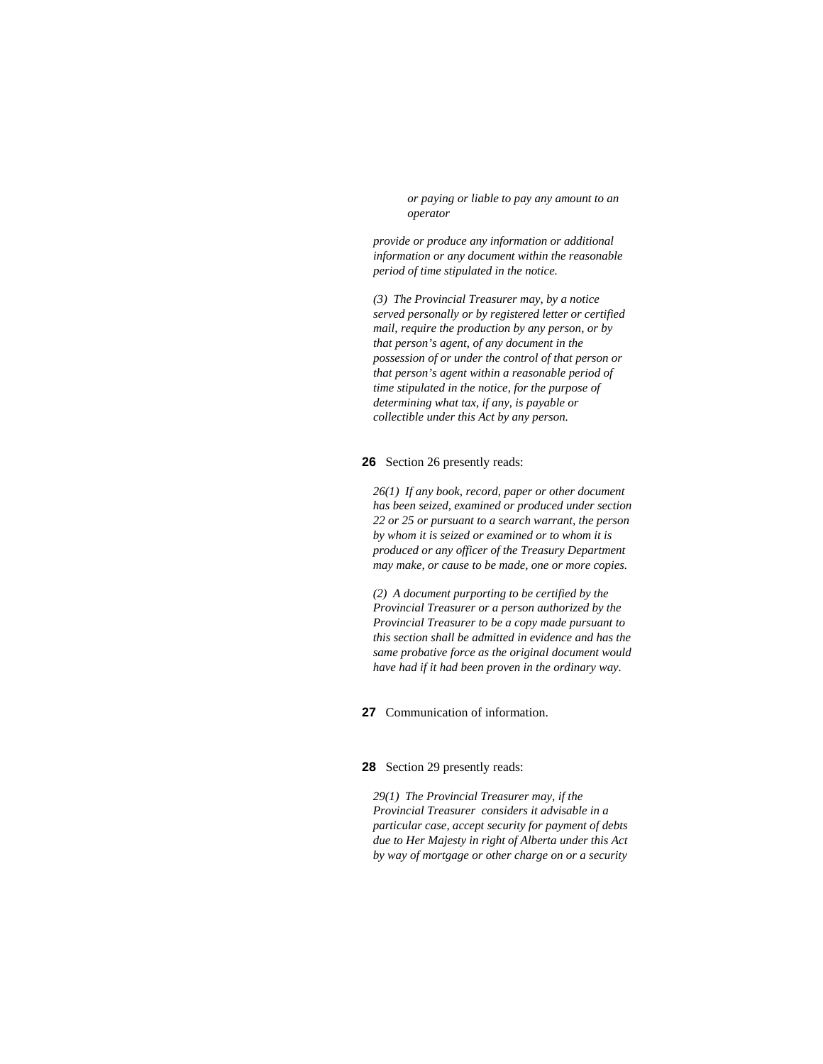*or paying or liable to pay any amount to an operator*

*provide or produce any information or additional information or any document within the reasonable period of time stipulated in the notice.*

*(3) The Provincial Treasurer may, by a notice served personally or by registered letter or certified mail, require the production by any person, or by that person's agent, of any document in the possession of or under the control of that person or that person's agent within a reasonable period of time stipulated in the notice, for the purpose of determining what tax, if any, is payable or collectible under this Act by any person.*

**26** Section 26 presently reads:

*26(1) If any book, record, paper or other document has been seized, examined or produced under section 22 or 25 or pursuant to a search warrant, the person by whom it is seized or examined or to whom it is produced or any officer of the Treasury Department may make, or cause to be made, one or more copies.*

*(2) A document purporting to be certified by the Provincial Treasurer or a person authorized by the Provincial Treasurer to be a copy made pursuant to this section shall be admitted in evidence and has the same probative force as the original document would have had if it had been proven in the ordinary way.*

**27** Communication of information.

**28** Section 29 presently reads:

*29(1) The Provincial Treasurer may, if the Provincial Treasurer considers it advisable in a particular case, accept security for payment of debts due to Her Majesty in right of Alberta under this Act by way of mortgage or other charge on or a security*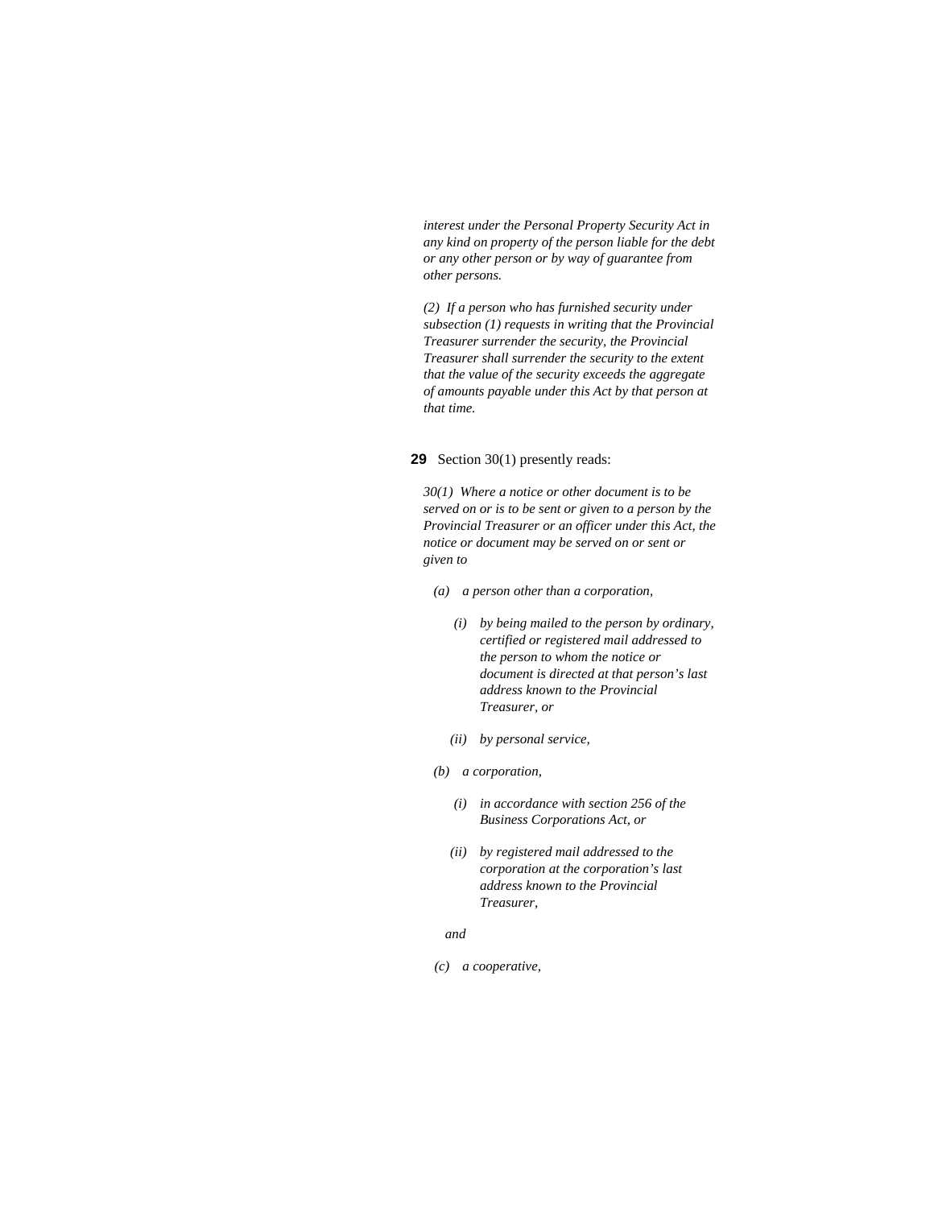*interest under the Personal Property Security Act in any kind on property of the person liable for the debt or any other person or by way of guarantee from other persons.*

*(2) If a person who has furnished security under subsection (1) requests in writing that the Provincial Treasurer surrender the security, the Provincial Treasurer shall surrender the security to the extent that the value of the security exceeds the aggregate of amounts payable under this Act by that person at that time.*

**29** Section 30(1) presently reads:

*30(1) Where a notice or other document is to be served on or is to be sent or given to a person by the Provincial Treasurer or an officer under this Act, the notice or document may be served on or sent or given to*

*(a) a person other than a corporation,*

*(i) by being mailed to the person by ordinary, certified or registered mail addressed to the person to whom the notice or document is directed at that person's last address known to the Provincial Treasurer, or*

*(ii) by personal service,*

*(b) a corporation,*

*(i) in accordance with section 256 of the Business Corporations Act, or*

*(ii) by registered mail addressed to the corporation at the corporation's last address known to the Provincial Treasurer,*

*and*

*(c) a cooperative,*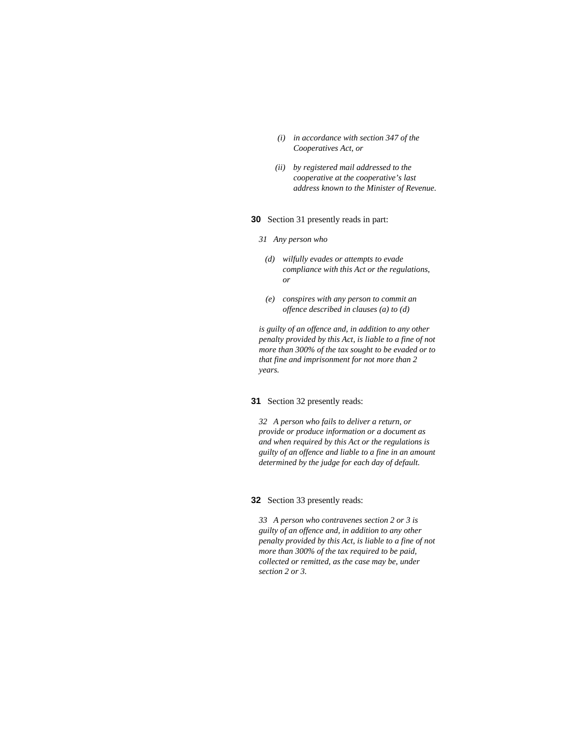*(i) in accordance with section 347 of the Cooperatives Act, or*

*(ii) by registered mail addressed to the cooperative at the cooperative's last address known to the Minister of Revenue.*

**30** Section 31 presently reads in part:

*31 Any person who*

*(d) wilfully evades or attempts to evade compliance with this Act or the regulations, or*

*(e) conspires with any person to commit an offence described in clauses (a) to (d)*

*is guilty of an offence and, in addition to any other penalty provided by this Act, is liable to a fine of not more than 300% of the tax sought to be evaded or to that fine and imprisonment for not more than 2 years.*

**31** Section 32 presently reads:

*32 A person who fails to deliver a return, or provide or produce information or a document as and when required by this Act or the regulations is guilty of an offence and liable to a fine in an amount determined by the judge for each day of default.*

**32** Section 33 presently reads:

*33 A person who contravenes section 2 or 3 is guilty of an offence and, in addition to any other penalty provided by this Act, is liable to a fine of not more than 300% of the tax required to be paid, collected or remitted, as the case may be, under section 2 or 3.*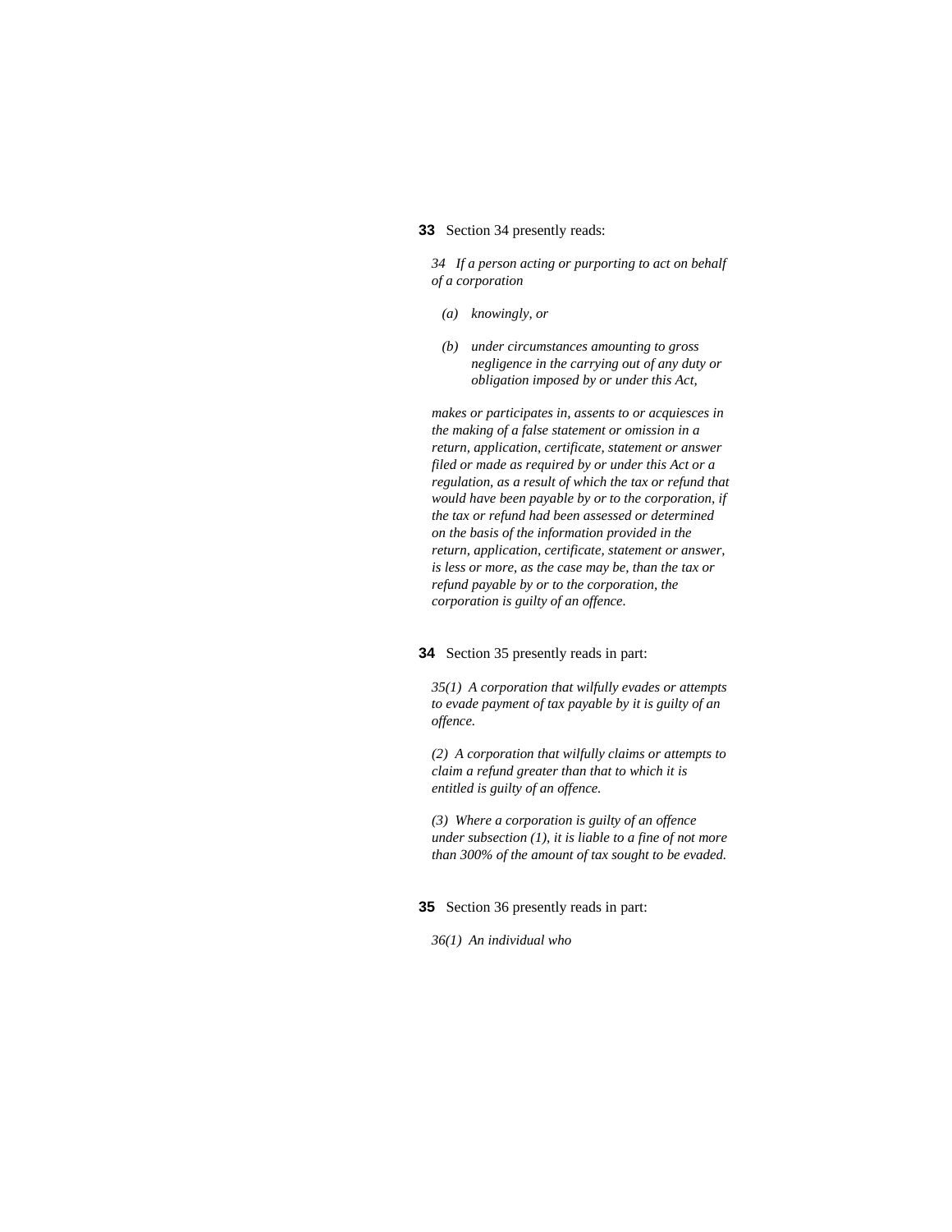**33** Section 34 presently reads:

*34 If a person acting or purporting to act on behalf of a corporation*

*(a) knowingly, or*

*(b) under circumstances amounting to gross negligence in the carrying out of any duty or obligation imposed by or under this Act,*

*makes or participates in, assents to or acquiesces in the making of a false statement or omission in a return, application, certificate, statement or answer filed or made as required by or under this Act or a regulation, as a result of which the tax or refund that would have been payable by or to the corporation, if the tax or refund had been assessed or determined on the basis of the information provided in the return, application, certificate, statement or answer, is less or more, as the case may be, than the tax or refund payable by or to the corporation, the corporation is guilty of an offence.*

**34** Section 35 presently reads in part:

*35(1) A corporation that wilfully evades or attempts to evade payment of tax payable by it is guilty of an offence.*

*(2) A corporation that wilfully claims or attempts to claim a refund greater than that to which it is entitled is guilty of an offence.*

*(3) Where a corporation is guilty of an offence under subsection (1), it is liable to a fine of not more than 300% of the amount of tax sought to be evaded.*

**35** Section 36 presently reads in part:

*36(1) An individual who*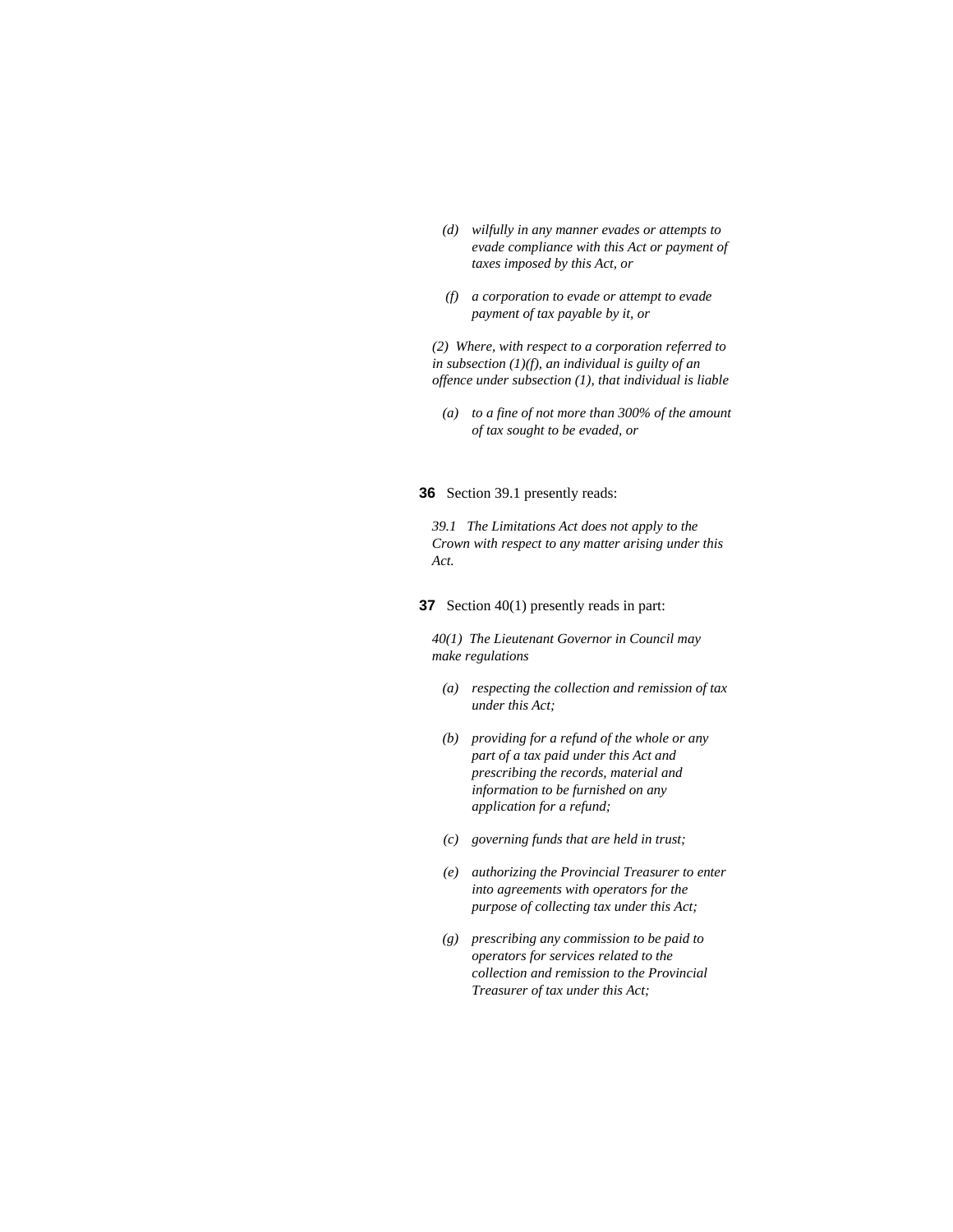*(d) wilfully in any manner evades or attempts to evade compliance with this Act or payment of taxes imposed by this Act, or*

*(f) a corporation to evade or attempt to evade payment of tax payable by it, or*

*(2) Where, with respect to a corporation referred to in subsection (1)(f), an individual is guilty of an offence under subsection (1), that individual is liable*

*(a) to a fine of not more than 300% of the amount of tax sought to be evaded, or*

**36** Section 39.1 presently reads:

*39.1 The Limitations Act does not apply to the Crown with respect to any matter arising under this Act.*

**37** Section 40(1) presently reads in part:

*40(1) The Lieutenant Governor in Council may make regulations*

*(a) respecting the collection and remission of tax under this Act;*

*(b) providing for a refund of the whole or any part of a tax paid under this Act and prescribing the records, material and information to be furnished on any application for a refund;*

*(c) governing funds that are held in trust;*

*(e) authorizing the Provincial Treasurer to enter into agreements with operators for the purpose of collecting tax under this Act;*

*(g) prescribing any commission to be paid to operators for services related to the collection and remission to the Provincial Treasurer of tax under this Act;*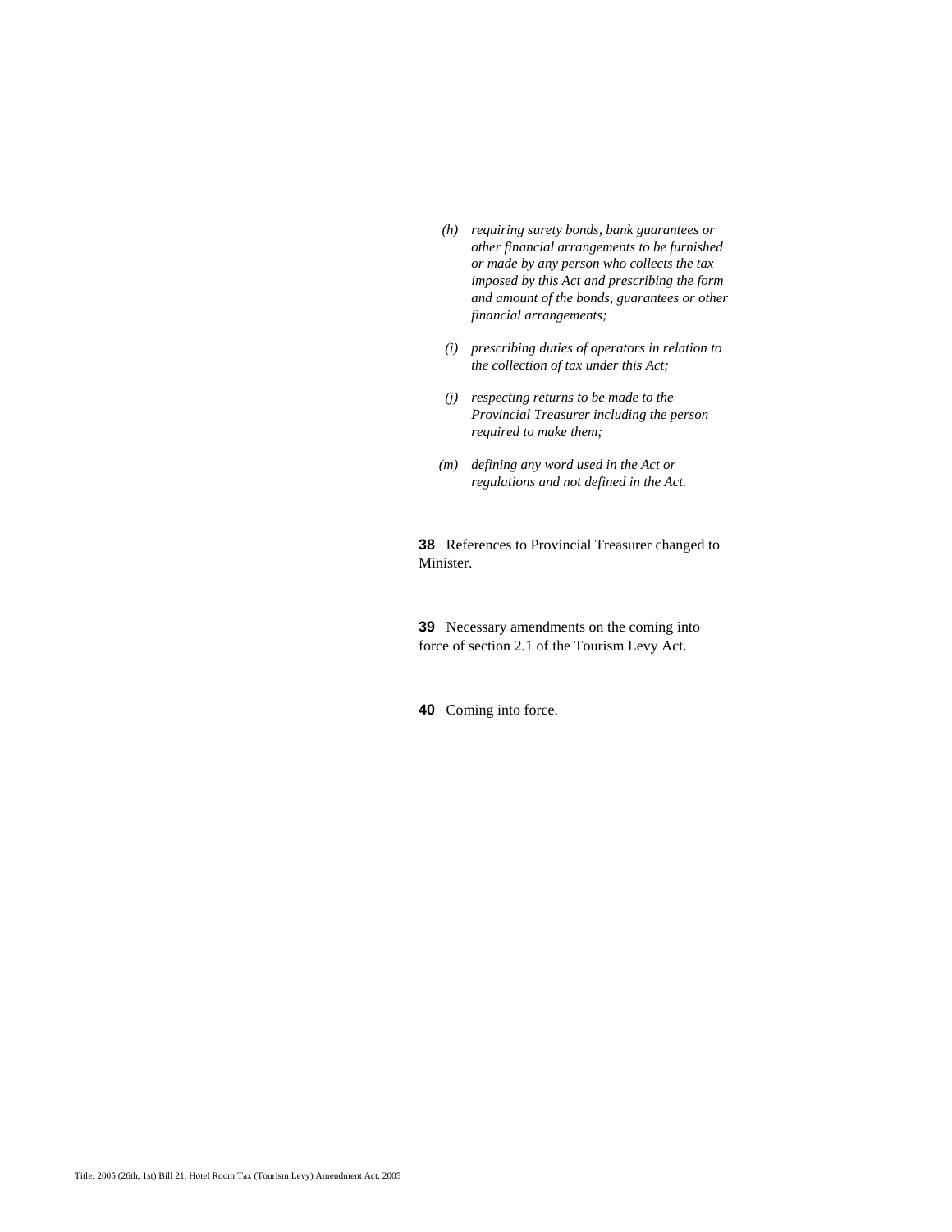*(h) requiring surety bonds, bank guarantees or other financial arrangements to be furnished or made by any person who collects the tax imposed by this Act and prescribing the form and amount of the bonds, guarantees or other financial arrangements;*

*(i) prescribing duties of operators in relation to the collection of tax under this Act;*

*(j) respecting returns to be made to the Provincial Treasurer including the person required to make them;*

*(m) defining any word used in the Act or regulations and not defined in the Act.*

**38** References to Provincial Treasurer changed to Minister.

**39** Necessary amendments on the coming into force of section 2.1 of the Tourism Levy Act.

**40** Coming into force.